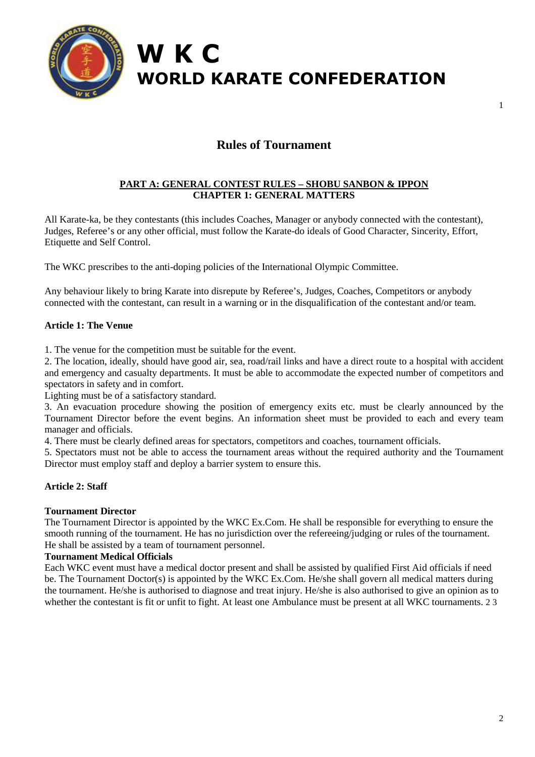# W K C
# WORLD KARATE CONFEDERATION

## Rules of Tournament

### PART A: GENERAL CONTEST RULES – SHOBU SANBON & IPPON
### CHAPTER 1: GENERAL MATTERS

All Karate-ka, be they contestants (this includes Coaches, Manager or anybody connected with the contestant), Judges, Referee's or any other official, must follow the Karate-do ideals of Good Character, Sincerity, Effort, Etiquette and Self Control.

The WKC prescribes to the anti-doping policies of the International Olympic Committee.

Any behaviour likely to bring Karate into disrepute by Referee's, Judges, Coaches, Competitors or anybody connected with the contestant, can result in a warning or in the disqualification of the contestant and/or team.

**Article 1: The Venue**

1. The venue for the competition must be suitable for the event.
2. The location, ideally, should have good air, sea, road/rail links and have a direct route to a hospital with accident and emergency and casualty departments. It must be able to accommodate the expected number of competitors and spectators in safety and in comfort.
Lighting must be of a satisfactory standard.
3. An evacuation procedure showing the position of emergency exits etc. must be clearly announced by the Tournament Director before the event begins. An information sheet must be provided to each and every team manager and officials.
4. There must be clearly defined areas for spectators, competitors and coaches, tournament officials.
5. Spectators must not be able to access the tournament areas without the required authority and the Tournament Director must employ staff and deploy a barrier system to ensure this.

**Article 2: Staff**

**Tournament Director**
The Tournament Director is appointed by the WKC Ex.Com. He shall be responsible for everything to ensure the smooth running of the tournament. He has no jurisdiction over the refereeing/judging or rules of the tournament. He shall be assisted by a team of tournament personnel.
**Tournament Medical Officials**
Each WKC event must have a medical doctor present and shall be assisted by qualified First Aid officials if need be. The Tournament Doctor(s) is appointed by the WKC Ex.Com. He/she shall govern all medical matters during the tournament. He/she is authorised to diagnose and treat injury. He/she is also authorised to give an opinion as to whether the contestant is fit or unfit to fight. At least one Ambulance must be present at all WKC tournaments. 2 3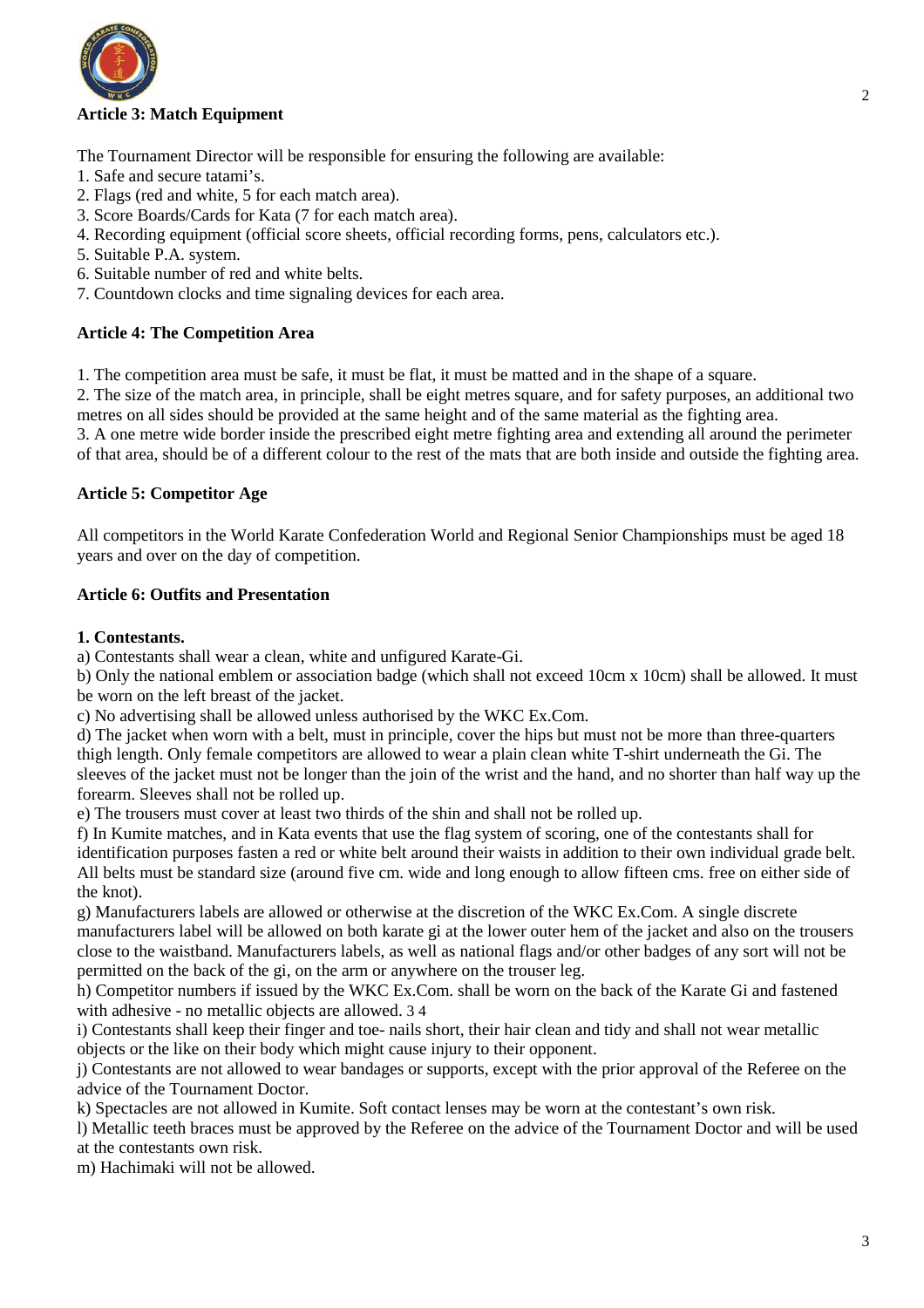**Article 3: Match Equipment**

The Tournament Director will be responsible for ensuring the following are available:

1. Safe and secure tatami's.
2. Flags (red and white, 5 for each match area).
3. Score Boards/Cards for Kata (7 for each match area).
4. Recording equipment (official score sheets, official recording forms, pens, calculators etc.).
5. Suitable P.A. system.
6. Suitable number of red and white belts.
7. Countdown clocks and time signaling devices for each area.

**Article 4: The Competition Area**

1. The competition area must be safe, it must be flat, it must be matted and in the shape of a square.
2. The size of the match area, in principle, shall be eight metres square, and for safety purposes, an additional two metres on all sides should be provided at the same height and of the same material as the fighting area.
3. A one metre wide border inside the prescribed eight metre fighting area and extending all around the perimeter of that area, should be of a different colour to the rest of the mats that are both inside and outside the fighting area.

**Article 5: Competitor Age**

All competitors in the World Karate Confederation World and Regional Senior Championships must be aged 18 years and over on the day of competition.

**Article 6: Outfits and Presentation**

**1. Contestants.**

a) Contestants shall wear a clean, white and unfigured Karate-Gi.

b) Only the national emblem or association badge (which shall not exceed 10cm x 10cm) shall be allowed. It must be worn on the left breast of the jacket.

c) No advertising shall be allowed unless authorised by the WKC Ex.Com.

d) The jacket when worn with a belt, must in principle, cover the hips but must not be more than three-quarters thigh length. Only female competitors are allowed to wear a plain clean white T-shirt underneath the Gi. The sleeves of the jacket must not be longer than the join of the wrist and the hand, and no shorter than half way up the forearm. Sleeves shall not be rolled up.

e) The trousers must cover at least two thirds of the shin and shall not be rolled up.

f) In Kumite matches, and in Kata events that use the flag system of scoring, one of the contestants shall for identification purposes fasten a red or white belt around their waists in addition to their own individual grade belt. All belts must be standard size (around five cm. wide and long enough to allow fifteen cms. free on either side of the knot).

g) Manufacturers labels are allowed or otherwise at the discretion of the WKC Ex.Com. A single discrete manufacturers label will be allowed on both karate gi at the lower outer hem of the jacket and also on the trousers close to the waistband. Manufacturers labels, as well as national flags and/or other badges of any sort will not be permitted on the back of the gi, on the arm or anywhere on the trouser leg.

h) Competitor numbers if issued by the WKC Ex.Com. shall be worn on the back of the Karate Gi and fastened with adhesive - no metallic objects are allowed. 3 4

i) Contestants shall keep their finger and toe- nails short, their hair clean and tidy and shall not wear metallic objects or the like on their body which might cause injury to their opponent.

j) Contestants are not allowed to wear bandages or supports, except with the prior approval of the Referee on the advice of the Tournament Doctor.

k) Spectacles are not allowed in Kumite. Soft contact lenses may be worn at the contestant's own risk.

l) Metallic teeth braces must be approved by the Referee on the advice of the Tournament Doctor and will be used at the contestants own risk.

m) Hachimaki will not be allowed.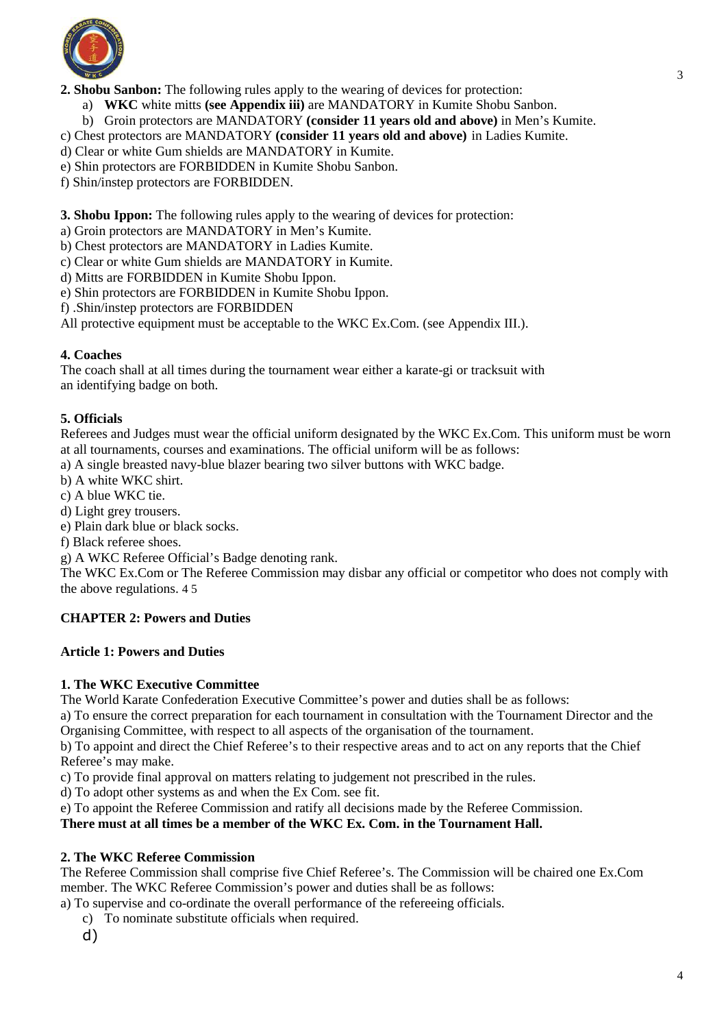**2. Shobu Sanbon:** The following rules apply to the wearing of devices for protection:

a) **WKC** white mitts **(see Appendix iii)** are MANDATORY in Kumite Shobu Sanbon.
b) Groin protectors are MANDATORY **(consider 11 years old and above)** in Men's Kumite.
c) Chest protectors are MANDATORY **(consider 11 years old and above)** in Ladies Kumite.
d) Clear or white Gum shields are MANDATORY in Kumite.
e) Shin protectors are FORBIDDEN in Kumite Shobu Sanbon.
f) Shin/instep protectors are FORBIDDEN.

**3. Shobu Ippon:** The following rules apply to the wearing of devices for protection:

a) Groin protectors are MANDATORY in Men's Kumite.
b) Chest protectors are MANDATORY in Ladies Kumite.
c) Clear or white Gum shields are MANDATORY in Kumite.
d) Mitts are FORBIDDEN in Kumite Shobu Ippon.
e) Shin protectors are FORBIDDEN in Kumite Shobu Ippon.
f) .Shin/instep protectors are FORBIDDEN

All protective equipment must be acceptable to the WKC Ex.Com. (see Appendix III.).

**4. Coaches**

The coach shall at all times during the tournament wear either a karate-gi or tracksuit with an identifying badge on both.

**5. Officials**

Referees and Judges must wear the official uniform designated by the WKC Ex.Com. This uniform must be worn at all tournaments, courses and examinations. The official uniform will be as follows:

a) A single breasted navy-blue blazer bearing two silver buttons with WKC badge.
b) A white WKC shirt.
c) A blue WKC tie.
d) Light grey trousers.
e) Plain dark blue or black socks.
f) Black referee shoes.
g) A WKC Referee Official's Badge denoting rank.

The WKC Ex.Com or The Referee Commission may disbar any official or competitor who does not comply with the above regulations. 4 5

## CHAPTER 2: Powers and Duties

### Article 1: Powers and Duties

**1. The WKC Executive Committee**

The World Karate Confederation Executive Committee's power and duties shall be as follows:

a) To ensure the correct preparation for each tournament in consultation with the Tournament Director and the Organising Committee, with respect to all aspects of the organisation of the tournament.
b) To appoint and direct the Chief Referee's to their respective areas and to act on any reports that the Chief Referee's may make.
c) To provide final approval on matters relating to judgement not prescribed in the rules.
d) To adopt other systems as and when the Ex Com. see fit.
e) To appoint the Referee Commission and ratify all decisions made by the Referee Commission.

**There must at all times be a member of the WKC Ex. Com. in the Tournament Hall.**

**2. The WKC Referee Commission**

The Referee Commission shall comprise five Chief Referee's. The Commission will be chaired one Ex.Com member. The WKC Referee Commission's power and duties shall be as follows:

a) To supervise and co-ordinate the overall performance of the refereeing officials.
c) To nominate substitute officials when required.
d)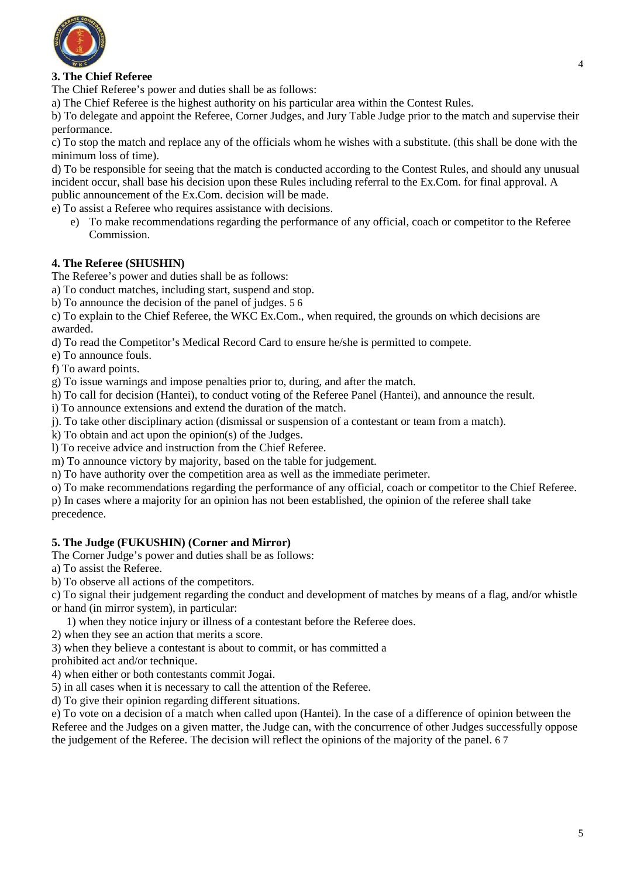### 3. The Chief Referee

The Chief Referee's power and duties shall be as follows:

a) The Chief Referee is the highest authority on his particular area within the Contest Rules.

b) To delegate and appoint the Referee, Corner Judges, and Jury Table Judge prior to the match and supervise their performance.

c) To stop the match and replace any of the officials whom he wishes with a substitute. (this shall be done with the minimum loss of time).

d) To be responsible for seeing that the match is conducted according to the Contest Rules, and should any unusual incident occur, shall base his decision upon these Rules including referral to the Ex.Com. for final approval. A public announcement of the Ex.Com. decision will be made.

e) To assist a Referee who requires assistance with decisions.

e) To make recommendations regarding the performance of any official, coach or competitor to the Referee Commission.

### 4. The Referee (SHUSHIN)

The Referee's power and duties shall be as follows:

a) To conduct matches, including start, suspend and stop.

b) To announce the decision of the panel of judges. 5 6

c) To explain to the Chief Referee, the WKC Ex.Com., when required, the grounds on which decisions are awarded.

d) To read the Competitor's Medical Record Card to ensure he/she is permitted to compete.

e) To announce fouls.

f) To award points.

g) To issue warnings and impose penalties prior to, during, and after the match.

h) To call for decision (Hantei), to conduct voting of the Referee Panel (Hantei), and announce the result.

i) To announce extensions and extend the duration of the match.

j). To take other disciplinary action (dismissal or suspension of a contestant or team from a match).

k) To obtain and act upon the opinion(s) of the Judges.

l) To receive advice and instruction from the Chief Referee.

m) To announce victory by majority, based on the table for judgement.

n) To have authority over the competition area as well as the immediate perimeter.

o) To make recommendations regarding the performance of any official, coach or competitor to the Chief Referee.

p) In cases where a majority for an opinion has not been established, the opinion of the referee shall take precedence.

### 5. The Judge (FUKUSHIN) (Corner and Mirror)

The Corner Judge's power and duties shall be as follows:

a) To assist the Referee.

b) To observe all actions of the competitors.

c) To signal their judgement regarding the conduct and development of matches by means of a flag, and/or whistle or hand (in mirror system), in particular:

1) when they notice injury or illness of a contestant before the Referee does.

2) when they see an action that merits a score.

3) when they believe a contestant is about to commit, or has committed a prohibited act and/or technique.

4) when either or both contestants commit Jogai.

5) in all cases when it is necessary to call the attention of the Referee.

d) To give their opinion regarding different situations.

e) To vote on a decision of a match when called upon (Hantei). In the case of a difference of opinion between the Referee and the Judges on a given matter, the Judge can, with the concurrence of other Judges successfully oppose the judgement of the Referee. The decision will reflect the opinions of the majority of the panel. 6 7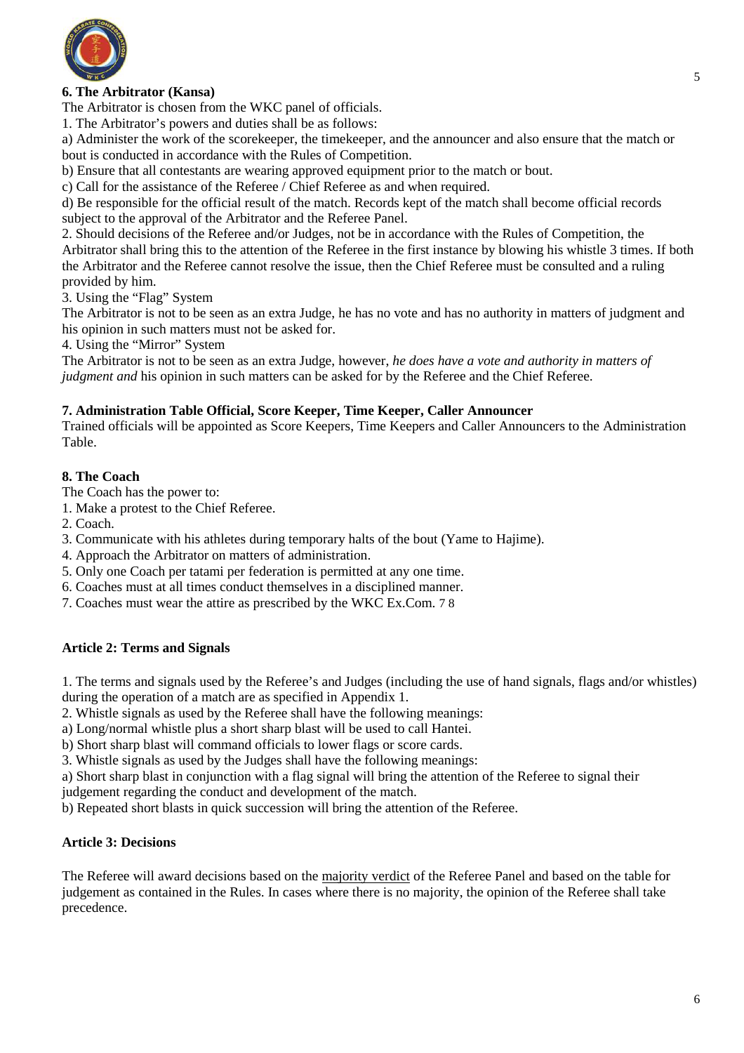### 6. The Arbitrator (Kansa)

The Arbitrator is chosen from the WKC panel of officials.

1. The Arbitrator's powers and duties shall be as follows:

a) Administer the work of the scorekeeper, the timekeeper, and the announcer and also ensure that the match or bout is conducted in accordance with the Rules of Competition.

b) Ensure that all contestants are wearing approved equipment prior to the match or bout.

c) Call for the assistance of the Referee / Chief Referee as and when required.

d) Be responsible for the official result of the match. Records kept of the match shall become official records subject to the approval of the Arbitrator and the Referee Panel.

2. Should decisions of the Referee and/or Judges, not be in accordance with the Rules of Competition, the Arbitrator shall bring this to the attention of the Referee in the first instance by blowing his whistle 3 times. If both the Arbitrator and the Referee cannot resolve the issue, then the Chief Referee must be consulted and a ruling provided by him.

3. Using the "Flag" System

The Arbitrator is not to be seen as an extra Judge, he has no vote and has no authority in matters of judgment and his opinion in such matters must not be asked for.

4. Using the "Mirror" System

The Arbitrator is not to be seen as an extra Judge, however, *he does have a vote and authority in matters of judgment and* his opinion in such matters can be asked for by the Referee and the Chief Referee.

### 7. Administration Table Official, Score Keeper, Time Keeper, Caller Announcer

Trained officials will be appointed as Score Keepers, Time Keepers and Caller Announcers to the Administration Table.

### 8. The Coach

The Coach has the power to:

1. Make a protest to the Chief Referee.
2. Coach.
3. Communicate with his athletes during temporary halts of the bout (Yame to Hajime).
4. Approach the Arbitrator on matters of administration.
5. Only one Coach per tatami per federation is permitted at any one time.
6. Coaches must at all times conduct themselves in a disciplined manner.
7. Coaches must wear the attire as prescribed by the WKC Ex.Com. 7 8

### Article 2: Terms and Signals

1. The terms and signals used by the Referee's and Judges (including the use of hand signals, flags and/or whistles) during the operation of a match are as specified in Appendix 1.

2. Whistle signals as used by the Referee shall have the following meanings:

a) Long/normal whistle plus a short sharp blast will be used to call Hantei.

b) Short sharp blast will command officials to lower flags or score cards.

3. Whistle signals as used by the Judges shall have the following meanings:

a) Short sharp blast in conjunction with a flag signal will bring the attention of the Referee to signal their judgement regarding the conduct and development of the match.

b) Repeated short blasts in quick succession will bring the attention of the Referee.

### Article 3: Decisions

The Referee will award decisions based on the majority verdict of the Referee Panel and based on the table for judgement as contained in the Rules. In cases where there is no majority, the opinion of the Referee shall take precedence.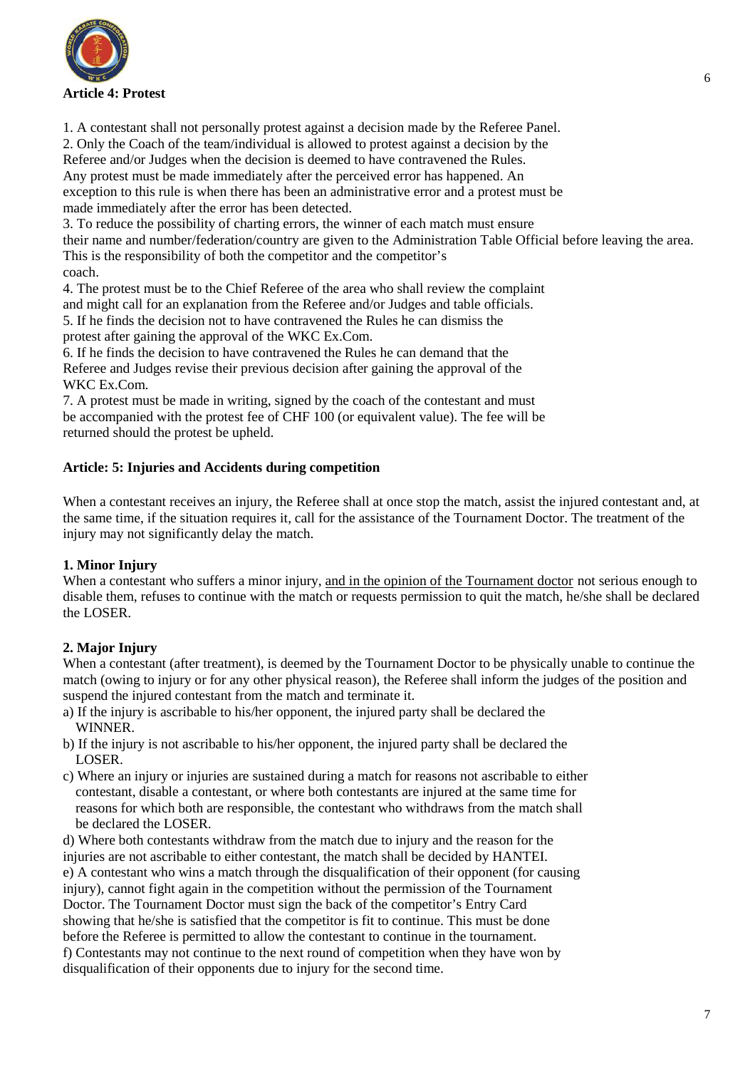**Article 4: Protest**

1. A contestant shall not personally protest against a decision made by the Referee Panel.
2. Only the Coach of the team/individual is allowed to protest against a decision by the Referee and/or Judges when the decision is deemed to have contravened the Rules. Any protest must be made immediately after the perceived error has happened. An exception to this rule is when there has been an administrative error and a protest must be made immediately after the error has been detected.
3. To reduce the possibility of charting errors, the winner of each match must ensure their name and number/federation/country are given to the Administration Table Official before leaving the area. This is the responsibility of both the competitor and the competitor's coach.
4. The protest must be to the Chief Referee of the area who shall review the complaint and might call for an explanation from the Referee and/or Judges and table officials.
5. If he finds the decision not to have contravened the Rules he can dismiss the protest after gaining the approval of the WKC Ex.Com.
6. If he finds the decision to have contravened the Rules he can demand that the Referee and Judges revise their previous decision after gaining the approval of the WKC Ex.Com.
7. A protest must be made in writing, signed by the coach of the contestant and must be accompanied with the protest fee of CHF 100 (or equivalent value). The fee will be returned should the protest be upheld.

**Article: 5: Injuries and Accidents during competition**

When a contestant receives an injury, the Referee shall at once stop the match, assist the injured contestant and, at the same time, if the situation requires it, call for the assistance of the Tournament Doctor. The treatment of the injury may not significantly delay the match.

**1. Minor Injury**

When a contestant who suffers a minor injury, and in the opinion of the Tournament doctor not serious enough to disable them, refuses to continue with the match or requests permission to quit the match, he/she shall be declared the LOSER.

**2. Major Injury**

When a contestant (after treatment), is deemed by the Tournament Doctor to be physically unable to continue the match (owing to injury or for any other physical reason), the Referee shall inform the judges of the position and suspend the injured contestant from the match and terminate it.

a) If the injury is ascribable to his/her opponent, the injured party shall be declared the WINNER.
b) If the injury is not ascribable to his/her opponent, the injured party shall be declared the LOSER.
c) Where an injury or injuries are sustained during a match for reasons not ascribable to either contestant, disable a contestant, or where both contestants are injured at the same time for reasons for which both are responsible, the contestant who withdraws from the match shall be declared the LOSER.
d) Where both contestants withdraw from the match due to injury and the reason for the injuries are not ascribable to either contestant, the match shall be decided by HANTEI.
e) A contestant who wins a match through the disqualification of their opponent (for causing injury), cannot fight again in the competition without the permission of the Tournament Doctor. The Tournament Doctor must sign the back of the competitor's Entry Card showing that he/she is satisfied that the competitor is fit to continue. This must be done before the Referee is permitted to allow the contestant to continue in the tournament.
f) Contestants may not continue to the next round of competition when they have won by disqualification of their opponents due to injury for the second time.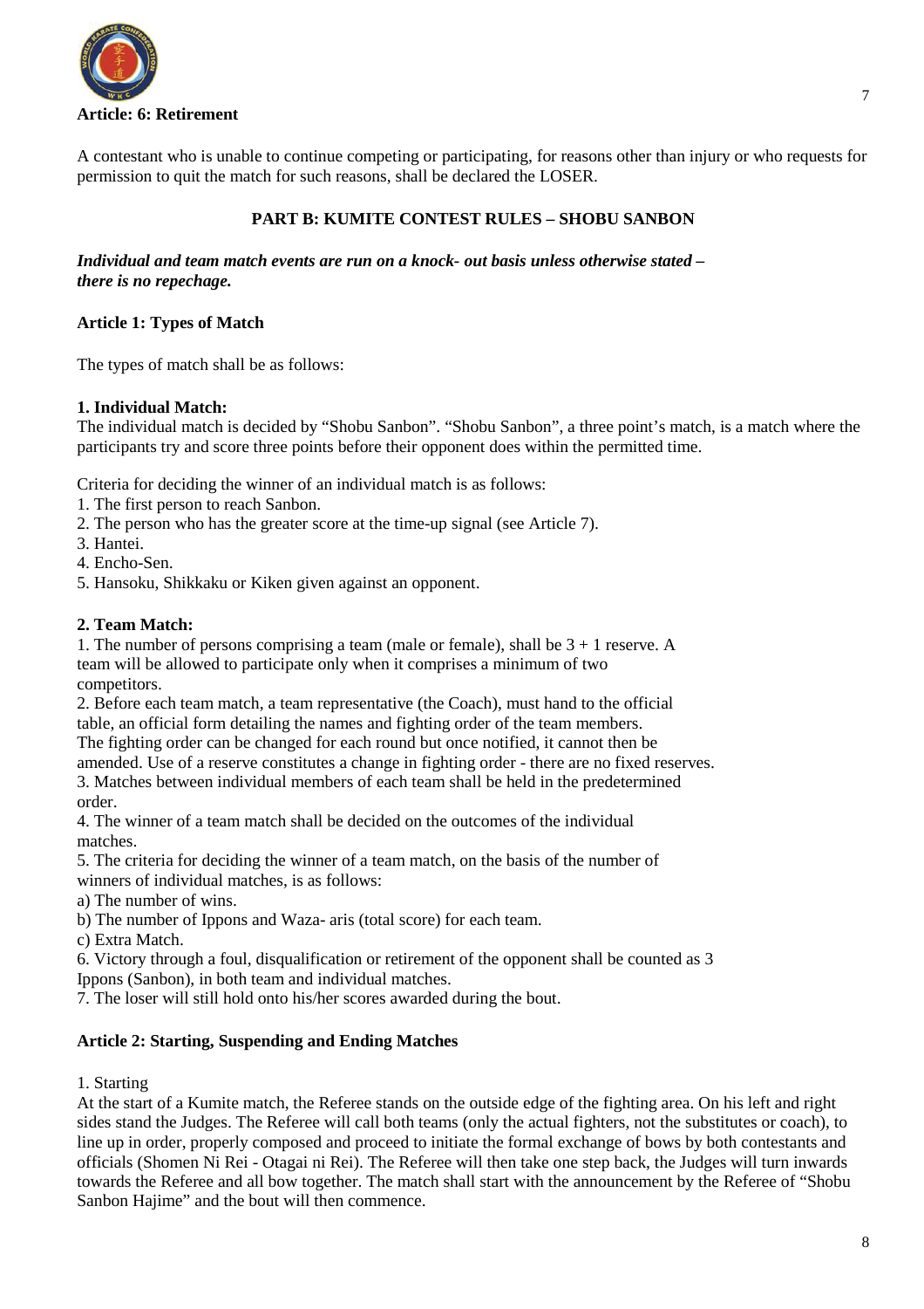**Article: 6: Retirement**

A contestant who is unable to continue competing or participating, for reasons other than injury or who requests for permission to quit the match for such reasons, shall be declared the LOSER.

## PART B: KUMITE CONTEST RULES – SHOBU SANBON

***Individual and team match events are run on a knock- out basis unless otherwise stated – there is no repechage.***

### Article 1: Types of Match

The types of match shall be as follows:

**1. Individual Match:**

The individual match is decided by "Shobu Sanbon". "Shobu Sanbon", a three point's match, is a match where the participants try and score three points before their opponent does within the permitted time.

Criteria for deciding the winner of an individual match is as follows:

1. The first person to reach Sanbon.
2. The person who has the greater score at the time-up signal (see Article 7).
3. Hantei.
4. Encho-Sen.
5. Hansoku, Shikkaku or Kiken given against an opponent.

**2. Team Match:**

1. The number of persons comprising a team (male or female), shall be 3 + 1 reserve. A team will be allowed to participate only when it comprises a minimum of two competitors.
2. Before each team match, a team representative (the Coach), must hand to the official table, an official form detailing the names and fighting order of the team members. The fighting order can be changed for each round but once notified, it cannot then be amended. Use of a reserve constitutes a change in fighting order - there are no fixed reserves.
3. Matches between individual members of each team shall be held in the predetermined order.
4. The winner of a team match shall be decided on the outcomes of the individual matches.
5. The criteria for deciding the winner of a team match, on the basis of the number of winners of individual matches, is as follows:

a) The number of wins.

b) The number of Ippons and Waza- aris (total score) for each team.

c) Extra Match.

6. Victory through a foul, disqualification or retirement of the opponent shall be counted as 3 Ippons (Sanbon), in both team and individual matches.
7. The loser will still hold onto his/her scores awarded during the bout.

### Article 2: Starting, Suspending and Ending Matches

1. Starting

At the start of a Kumite match, the Referee stands on the outside edge of the fighting area. On his left and right sides stand the Judges. The Referee will call both teams (only the actual fighters, not the substitutes or coach), to line up in order, properly composed and proceed to initiate the formal exchange of bows by both contestants and officials (Shomen Ni Rei - Otagai ni Rei). The Referee will then take one step back, the Judges will turn inwards towards the Referee and all bow together. The match shall start with the announcement by the Referee of "Shobu Sanbon Hajime" and the bout will then commence.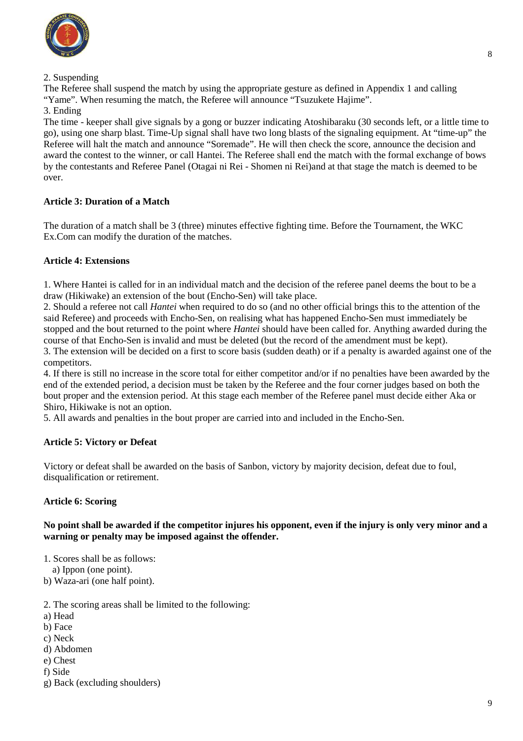2. Suspending

The Referee shall suspend the match by using the appropriate gesture as defined in Appendix 1 and calling "Yame". When resuming the match, the Referee will announce "Tsuzukete Hajime".

3. Ending

The time - keeper shall give signals by a gong or buzzer indicating Atoshibaraku (30 seconds left, or a little time to go), using one sharp blast. Time-Up signal shall have two long blasts of the signaling equipment. At "time-up" the Referee will halt the match and announce "Soremade". He will then check the score, announce the decision and award the contest to the winner, or call Hantei. The Referee shall end the match with the formal exchange of bows by the contestants and Referee Panel (Otagai ni Rei - Shomen ni Rei)and at that stage the match is deemed to be over.

### Article 3: Duration of a Match

The duration of a match shall be 3 (three) minutes effective fighting time. Before the Tournament, the WKC Ex.Com can modify the duration of the matches.

### Article 4: Extensions

1. Where Hantei is called for in an individual match and the decision of the referee panel deems the bout to be a draw (Hikiwake) an extension of the bout (Encho-Sen) will take place.
2. Should a referee not call *Hantei* when required to do so (and no other official brings this to the attention of the said Referee) and proceeds with Encho-Sen, on realising what has happened Encho-Sen must immediately be stopped and the bout returned to the point where *Hantei* should have been called for. Anything awarded during the course of that Encho-Sen is invalid and must be deleted (but the record of the amendment must be kept).
3. The extension will be decided on a first to score basis (sudden death) or if a penalty is awarded against one of the competitors.
4. If there is still no increase in the score total for either competitor and/or if no penalties have been awarded by the end of the extended period, a decision must be taken by the Referee and the four corner judges based on both the bout proper and the extension period. At this stage each member of the Referee panel must decide either Aka or Shiro, Hikiwake is not an option.
5. All awards and penalties in the bout proper are carried into and included in the Encho-Sen.

### Article 5: Victory or Defeat

Victory or defeat shall be awarded on the basis of Sanbon, victory by majority decision, defeat due to foul, disqualification or retirement.

### Article 6: Scoring

**No point shall be awarded if the competitor injures his opponent, even if the injury is only very minor and a warning or penalty may be imposed against the offender.**

1. Scores shall be as follows:
   a) Ippon (one point).
   b) Waza-ari (one half point).

2. The scoring areas shall be limited to the following:
   a) Head
   b) Face
   c) Neck
   d) Abdomen
   e) Chest
   f) Side
   g) Back (excluding shoulders)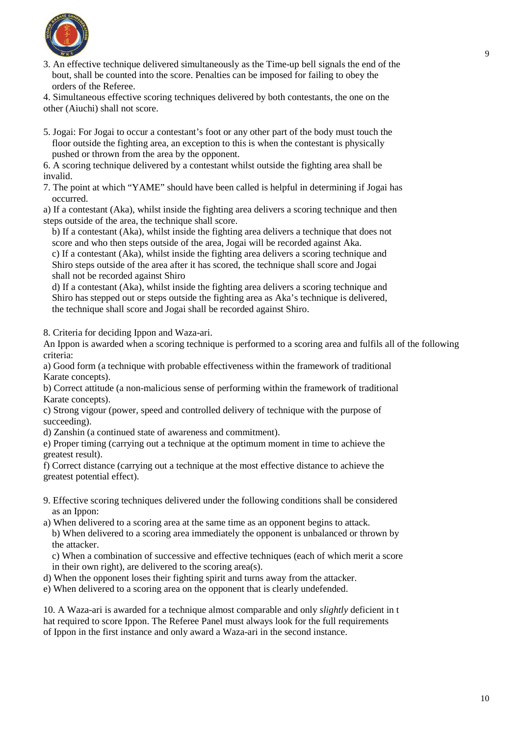3. An effective technique delivered simultaneously as the Time-up bell signals the end of the bout, shall be counted into the score. Penalties can be imposed for failing to obey the orders of the Referee.

4. Simultaneous effective scoring techniques delivered by both contestants, the one on the other (Aiuchi) shall not score.

5. Jogai: For Jogai to occur a contestant's foot or any other part of the body must touch the floor outside the fighting area, an exception to this is when the contestant is physically pushed or thrown from the area by the opponent.

6. A scoring technique delivered by a contestant whilst outside the fighting area shall be invalid.

7. The point at which "YAME" should have been called is helpful in determining if Jogai has occurred.

a) If a contestant (Aka), whilst inside the fighting area delivers a scoring technique and then steps outside of the area, the technique shall score.

b) If a contestant (Aka), whilst inside the fighting area delivers a technique that does not score and who then steps outside of the area, Jogai will be recorded against Aka.

c) If a contestant (Aka), whilst inside the fighting area delivers a scoring technique and Shiro steps outside of the area after it has scored, the technique shall score and Jogai shall not be recorded against Shiro

d) If a contestant (Aka), whilst inside the fighting area delivers a scoring technique and Shiro has stepped out or steps outside the fighting area as Aka's technique is delivered, the technique shall score and Jogai shall be recorded against Shiro.

8. Criteria for deciding Ippon and Waza-ari.

An Ippon is awarded when a scoring technique is performed to a scoring area and fulfils all of the following criteria:

a) Good form (a technique with probable effectiveness within the framework of traditional Karate concepts).

b) Correct attitude (a non-malicious sense of performing within the framework of traditional Karate concepts).

c) Strong vigour (power, speed and controlled delivery of technique with the purpose of succeeding).

d) Zanshin (a continued state of awareness and commitment).

e) Proper timing (carrying out a technique at the optimum moment in time to achieve the greatest result).

f) Correct distance (carrying out a technique at the most effective distance to achieve the greatest potential effect).

9. Effective scoring techniques delivered under the following conditions shall be considered as an Ippon:

a) When delivered to a scoring area at the same time as an opponent begins to attack.

b) When delivered to a scoring area immediately the opponent is unbalanced or thrown by the attacker.

c) When a combination of successive and effective techniques (each of which merit a score in their own right), are delivered to the scoring area(s).

d) When the opponent loses their fighting spirit and turns away from the attacker.

e) When delivered to a scoring area on the opponent that is clearly undefended.

10. A Waza-ari is awarded for a technique almost comparable and only *slightly* deficient in t hat required to score Ippon. The Referee Panel must always look for the full requirements of Ippon in the first instance and only award a Waza-ari in the second instance.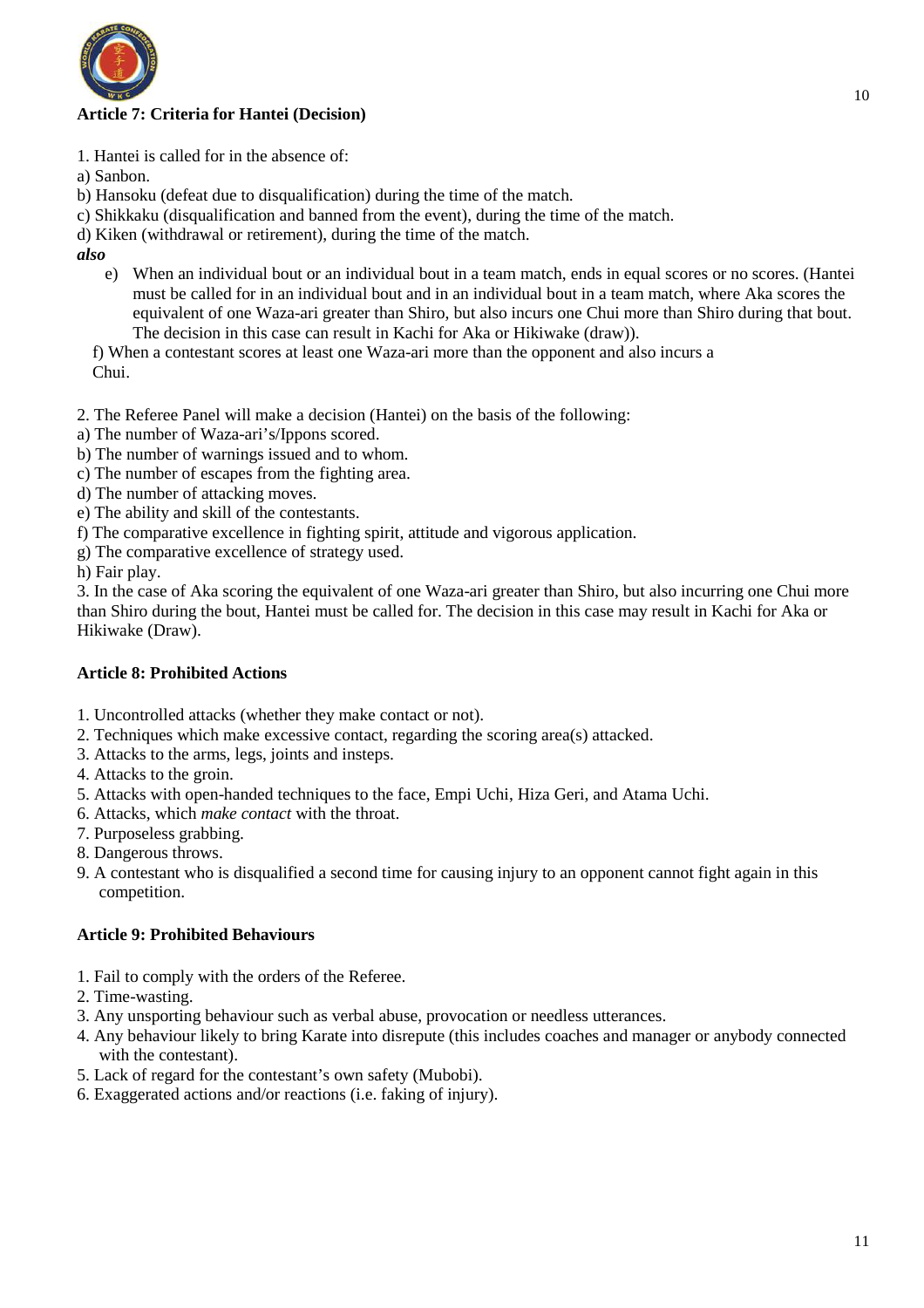### Article 7: Criteria for Hantei (Decision)

1. Hantei is called for in the absence of:

a) Sanbon.

b) Hansoku (defeat due to disqualification) during the time of the match.

c) Shikkaku (disqualification and banned from the event), during the time of the match.

d) Kiken (withdrawal or retirement), during the time of the match.

***also***

e) When an individual bout or an individual bout in a team match, ends in equal scores or no scores. (Hantei must be called for in an individual bout and in an individual bout in a team match, where Aka scores the equivalent of one Waza-ari greater than Shiro, but also incurs one Chui more than Shiro during that bout. The decision in this case can result in Kachi for Aka or Hikiwake (draw)).

f) When a contestant scores at least one Waza-ari more than the opponent and also incurs a Chui.

2. The Referee Panel will make a decision (Hantei) on the basis of the following:

a) The number of Waza-ari's/Ippons scored.

b) The number of warnings issued and to whom.

c) The number of escapes from the fighting area.

d) The number of attacking moves.

e) The ability and skill of the contestants.

f) The comparative excellence in fighting spirit, attitude and vigorous application.

g) The comparative excellence of strategy used.

h) Fair play.

3. In the case of Aka scoring the equivalent of one Waza-ari greater than Shiro, but also incurring one Chui more than Shiro during the bout, Hantei must be called for. The decision in this case may result in Kachi for Aka or Hikiwake (Draw).

### Article 8: Prohibited Actions

1. Uncontrolled attacks (whether they make contact or not).
2. Techniques which make excessive contact, regarding the scoring area(s) attacked.
3. Attacks to the arms, legs, joints and insteps.
4. Attacks to the groin.
5. Attacks with open-handed techniques to the face, Empi Uchi, Hiza Geri, and Atama Uchi.
6. Attacks, which *make contact* with the throat.
7. Purposeless grabbing.
8. Dangerous throws.
9. A contestant who is disqualified a second time for causing injury to an opponent cannot fight again in this competition.

### Article 9: Prohibited Behaviours

1. Fail to comply with the orders of the Referee.
2. Time-wasting.
3. Any unsporting behaviour such as verbal abuse, provocation or needless utterances.
4. Any behaviour likely to bring Karate into disrepute (this includes coaches and manager or anybody connected with the contestant).
5. Lack of regard for the contestant's own safety (Mubobi).
6. Exaggerated actions and/or reactions (i.e. faking of injury).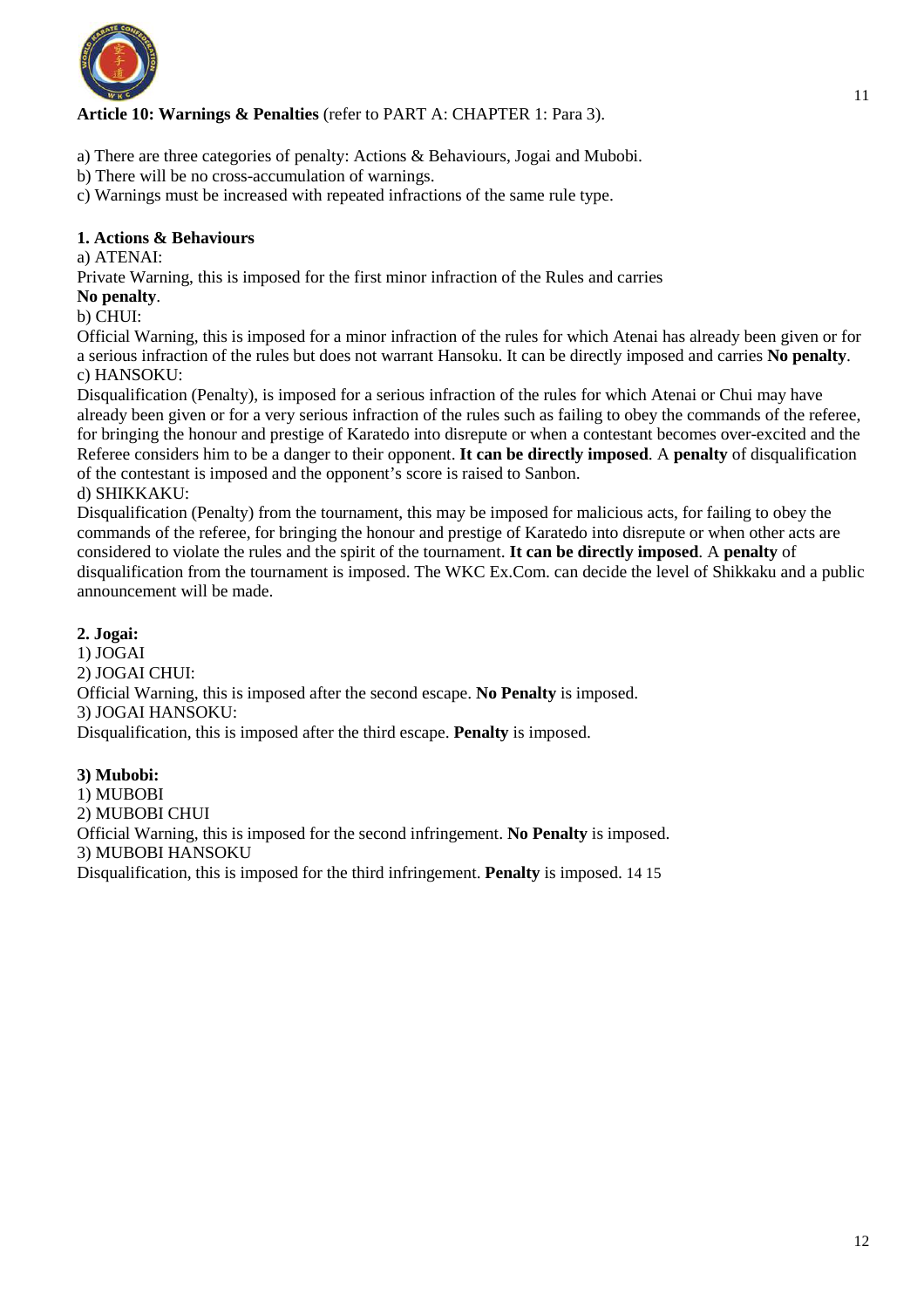**Article 10: Warnings & Penalties** (refer to PART A: CHAPTER 1: Para 3).

a) There are three categories of penalty: Actions & Behaviours, Jogai and Mubobi.
b) There will be no cross-accumulation of warnings.
c) Warnings must be increased with repeated infractions of the same rule type.

**1. Actions & Behaviours**

a) ATENAI:

Private Warning, this is imposed for the first minor infraction of the Rules and carries **No penalty**.

b) CHUI:

Official Warning, this is imposed for a minor infraction of the rules for which Atenai has already been given or for a serious infraction of the rules but does not warrant Hansoku. It can be directly imposed and carries **No penalty**.

c) HANSOKU:

Disqualification (Penalty), is imposed for a serious infraction of the rules for which Atenai or Chui may have already been given or for a very serious infraction of the rules such as failing to obey the commands of the referee, for bringing the honour and prestige of Karatedo into disrepute or when a contestant becomes over-excited and the Referee considers him to be a danger to their opponent. **It can be directly imposed**. A **penalty** of disqualification of the contestant is imposed and the opponent's score is raised to Sanbon.

d) SHIKKAKU:

Disqualification (Penalty) from the tournament, this may be imposed for malicious acts, for failing to obey the commands of the referee, for bringing the honour and prestige of Karatedo into disrepute or when other acts are considered to violate the rules and the spirit of the tournament. **It can be directly imposed**. A **penalty** of disqualification from the tournament is imposed. The WKC Ex.Com. can decide the level of Shikkaku and a public announcement will be made.

**2. Jogai:**

1) JOGAI

2) JOGAI CHUI:

Official Warning, this is imposed after the second escape. **No Penalty** is imposed.

3) JOGAI HANSOKU:

Disqualification, this is imposed after the third escape. **Penalty** is imposed.

**3) Mubobi:**

1) MUBOBI

2) MUBOBI CHUI

Official Warning, this is imposed for the second infringement. **No Penalty** is imposed.

3) MUBOBI HANSOKU

Disqualification, this is imposed for the third infringement. **Penalty** is imposed. 14 15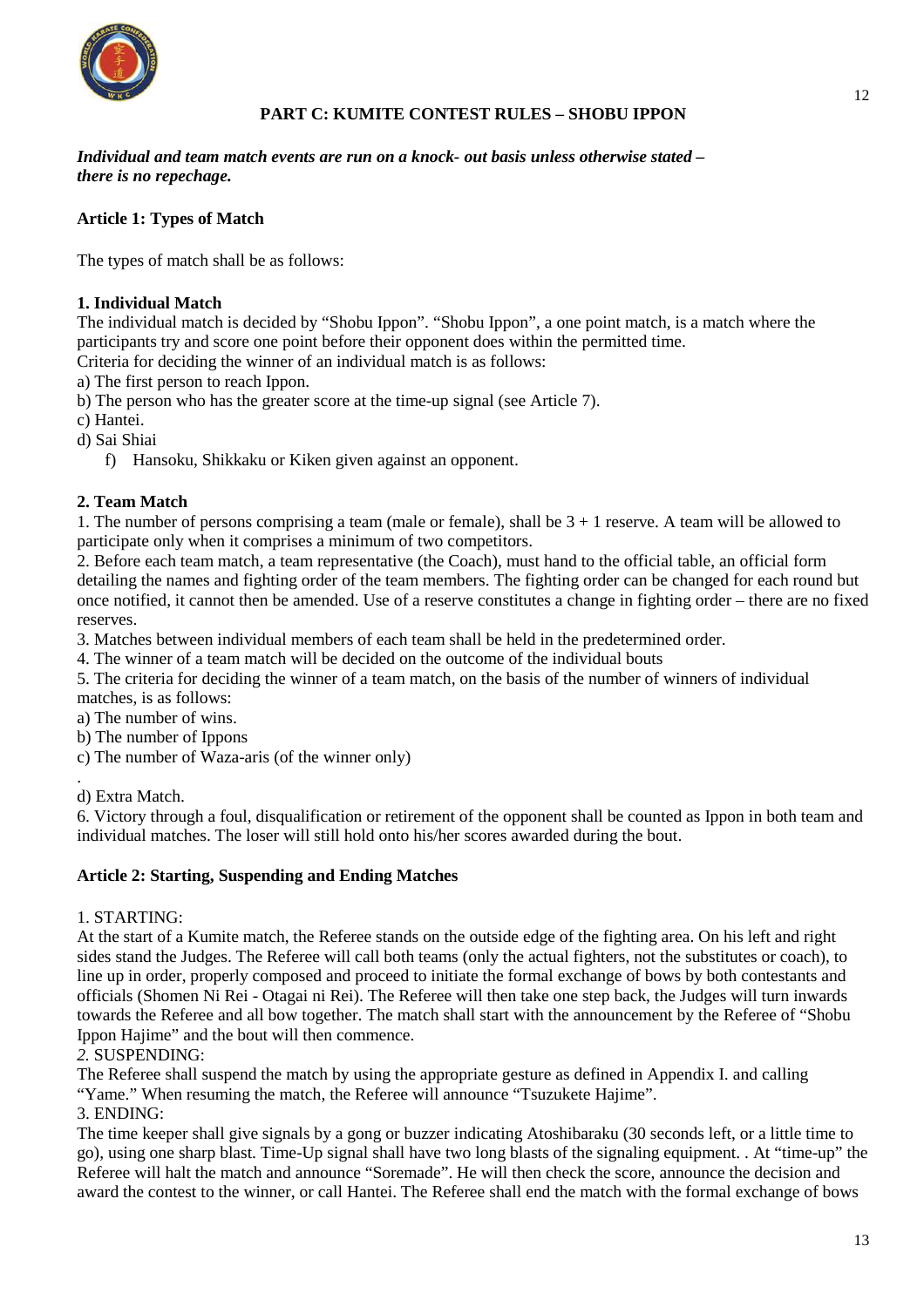## PART C: KUMITE CONTEST RULES – SHOBU IPPON

***Individual and team match events are run on a knock- out basis unless otherwise stated – there is no repechage.***

### Article 1: Types of Match

The types of match shall be as follows:

**1. Individual Match**

The individual match is decided by "Shobu Ippon". "Shobu Ippon", a one point match, is a match where the participants try and score one point before their opponent does within the permitted time.

Criteria for deciding the winner of an individual match is as follows:

a) The first person to reach Ippon.

b) The person who has the greater score at the time-up signal (see Article 7).

c) Hantei.

d) Sai Shiai

f) Hansoku, Shikkaku or Kiken given against an opponent.

**2. Team Match**

1. The number of persons comprising a team (male or female), shall be 3 + 1 reserve. A team will be allowed to participate only when it comprises a minimum of two competitors.

2. Before each team match, a team representative (the Coach), must hand to the official table, an official form detailing the names and fighting order of the team members. The fighting order can be changed for each round but once notified, it cannot then be amended. Use of a reserve constitutes a change in fighting order – there are no fixed reserves.

3. Matches between individual members of each team shall be held in the predetermined order.

4. The winner of a team match will be decided on the outcome of the individual bouts

5. The criteria for deciding the winner of a team match, on the basis of the number of winners of individual matches, is as follows:

a) The number of wins.

b) The number of Ippons

c) The number of Waza-aris (of the winner only)

.

d) Extra Match.

6. Victory through a foul, disqualification or retirement of the opponent shall be counted as Ippon in both team and individual matches. The loser will still hold onto his/her scores awarded during the bout.

### Article 2: Starting, Suspending and Ending Matches

1. STARTING:

At the start of a Kumite match, the Referee stands on the outside edge of the fighting area. On his left and right sides stand the Judges. The Referee will call both teams (only the actual fighters, not the substitutes or coach), to line up in order, properly composed and proceed to initiate the formal exchange of bows by both contestants and officials (Shomen Ni Rei - Otagai ni Rei). The Referee will then take one step back, the Judges will turn inwards towards the Referee and all bow together. The match shall start with the announcement by the Referee of "Shobu Ippon Hajime" and the bout will then commence.

*2.* SUSPENDING:

The Referee shall suspend the match by using the appropriate gesture as defined in Appendix I. and calling "Yame." When resuming the match, the Referee will announce "Tsuzukete Hajime".

3. ENDING:

The time keeper shall give signals by a gong or buzzer indicating Atoshibaraku (30 seconds left, or a little time to go), using one sharp blast. Time-Up signal shall have two long blasts of the signaling equipment. . At "time-up" the Referee will halt the match and announce "Soremade". He will then check the score, announce the decision and award the contest to the winner, or call Hantei. The Referee shall end the match with the formal exchange of bows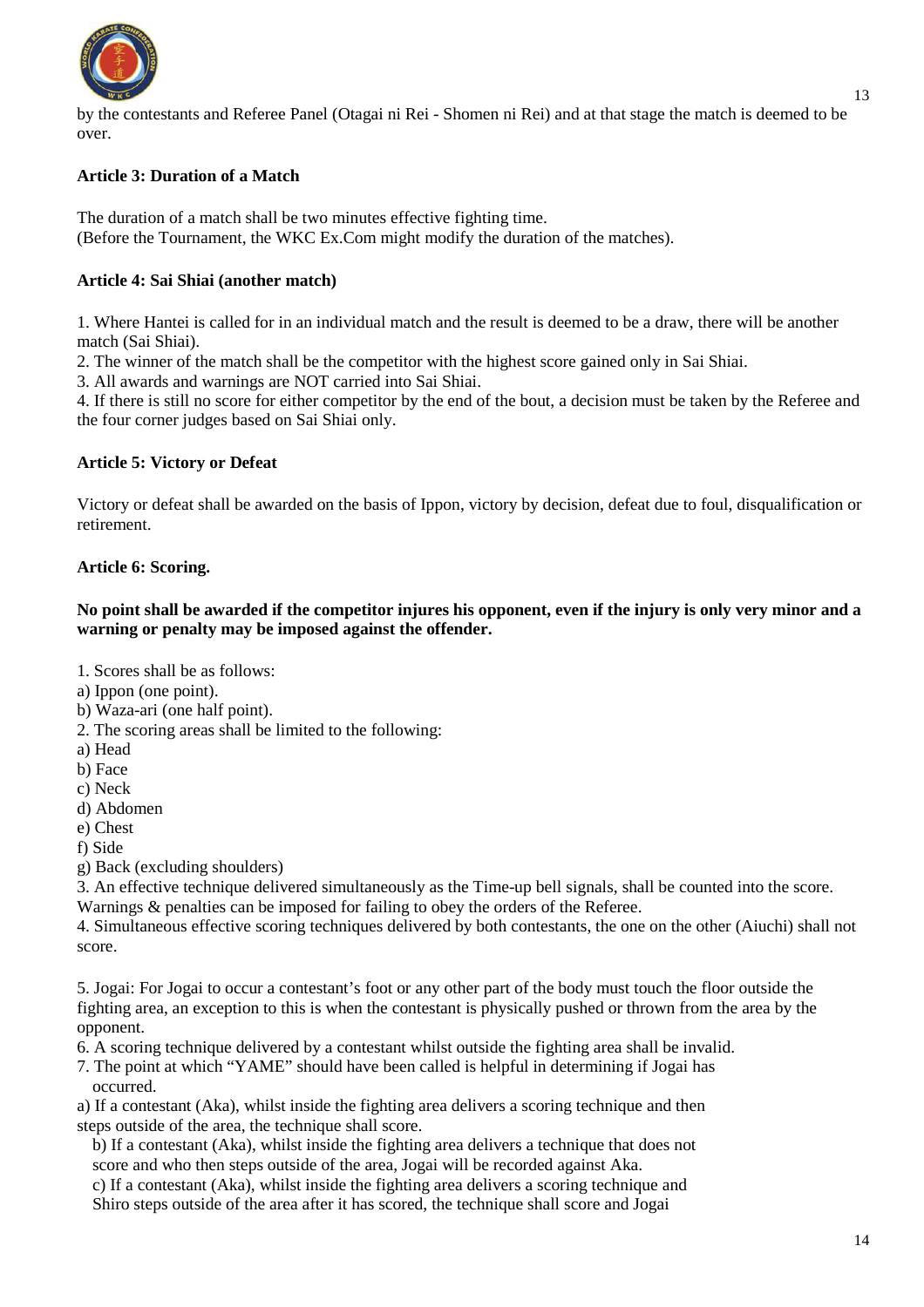by the contestants and Referee Panel (Otagai ni Rei - Shomen ni Rei) and at that stage the match is deemed to be over.

### Article 3: Duration of a Match

The duration of a match shall be two minutes effective fighting time.
(Before the Tournament, the WKC Ex.Com might modify the duration of the matches).

### Article 4: Sai Shiai (another match)

1. Where Hantei is called for in an individual match and the result is deemed to be a draw, there will be another match (Sai Shiai).
2. The winner of the match shall be the competitor with the highest score gained only in Sai Shiai.
3. All awards and warnings are NOT carried into Sai Shiai.
4. If there is still no score for either competitor by the end of the bout, a decision must be taken by the Referee and the four corner judges based on Sai Shiai only.

### Article 5: Victory or Defeat

Victory or defeat shall be awarded on the basis of Ippon, victory by decision, defeat due to foul, disqualification or retirement.

### Article 6: Scoring.

**No point shall be awarded if the competitor injures his opponent, even if the injury is only very minor and a warning or penalty may be imposed against the offender.**

1. Scores shall be as follows:
a) Ippon (one point).
b) Waza-ari (one half point).
2. The scoring areas shall be limited to the following:
a) Head
b) Face
c) Neck
d) Abdomen
e) Chest
f) Side
g) Back (excluding shoulders)
3. An effective technique delivered simultaneously as the Time-up bell signals, shall be counted into the score. Warnings & penalties can be imposed for failing to obey the orders of the Referee.
4. Simultaneous effective scoring techniques delivered by both contestants, the one on the other (Aiuchi) shall not score.

5. Jogai: For Jogai to occur a contestant's foot or any other part of the body must touch the floor outside the fighting area, an exception to this is when the contestant is physically pushed or thrown from the area by the opponent.
6. A scoring technique delivered by a contestant whilst outside the fighting area shall be invalid.
7. The point at which "YAME" should have been called is helpful in determining if Jogai has occurred.
a) If a contestant (Aka), whilst inside the fighting area delivers a scoring technique and then steps outside of the area, the technique shall score.
b) If a contestant (Aka), whilst inside the fighting area delivers a technique that does not score and who then steps outside of the area, Jogai will be recorded against Aka.
c) If a contestant (Aka), whilst inside the fighting area delivers a scoring technique and Shiro steps outside of the area after it has scored, the technique shall score and Jogai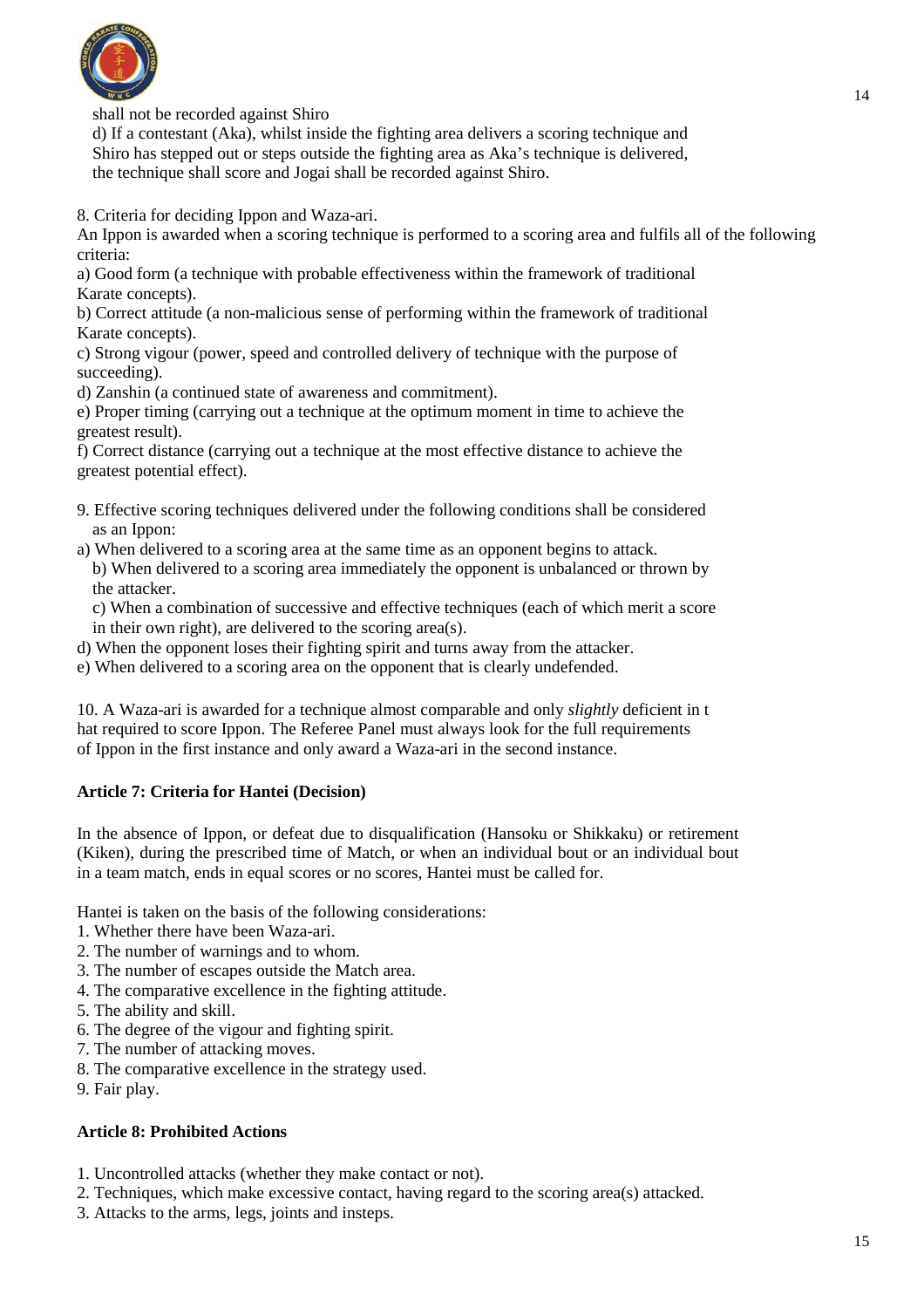shall not be recorded against Shiro

d) If a contestant (Aka), whilst inside the fighting area delivers a scoring technique and Shiro has stepped out or steps outside the fighting area as Aka's technique is delivered, the technique shall score and Jogai shall be recorded against Shiro.

8. Criteria for deciding Ippon and Waza-ari.

An Ippon is awarded when a scoring technique is performed to a scoring area and fulfils all of the following criteria:

a) Good form (a technique with probable effectiveness within the framework of traditional Karate concepts).

b) Correct attitude (a non-malicious sense of performing within the framework of traditional Karate concepts).

c) Strong vigour (power, speed and controlled delivery of technique with the purpose of succeeding).

d) Zanshin (a continued state of awareness and commitment).

e) Proper timing (carrying out a technique at the optimum moment in time to achieve the greatest result).

f) Correct distance (carrying out a technique at the most effective distance to achieve the greatest potential effect).

9. Effective scoring techniques delivered under the following conditions shall be considered as an Ippon:

a) When delivered to a scoring area at the same time as an opponent begins to attack.

b) When delivered to a scoring area immediately the opponent is unbalanced or thrown by the attacker.

c) When a combination of successive and effective techniques (each of which merit a score in their own right), are delivered to the scoring area(s).

d) When the opponent loses their fighting spirit and turns away from the attacker.

e) When delivered to a scoring area on the opponent that is clearly undefended.

10. A Waza-ari is awarded for a technique almost comparable and only *slightly* deficient in t hat required to score Ippon. The Referee Panel must always look for the full requirements of Ippon in the first instance and only award a Waza-ari in the second instance.

**Article 7: Criteria for Hantei (Decision)**

In the absence of Ippon, or defeat due to disqualification (Hansoku or Shikkaku) or retirement (Kiken), during the prescribed time of Match, or when an individual bout or an individual bout in a team match, ends in equal scores or no scores, Hantei must be called for.

Hantei is taken on the basis of the following considerations:

1. Whether there have been Waza-ari.
2. The number of warnings and to whom.
3. The number of escapes outside the Match area.
4. The comparative excellence in the fighting attitude.
5. The ability and skill.
6. The degree of the vigour and fighting spirit.
7. The number of attacking moves.
8. The comparative excellence in the strategy used.
9. Fair play.

**Article 8: Prohibited Actions**

1. Uncontrolled attacks (whether they make contact or not).
2. Techniques, which make excessive contact, having regard to the scoring area(s) attacked.
3. Attacks to the arms, legs, joints and insteps.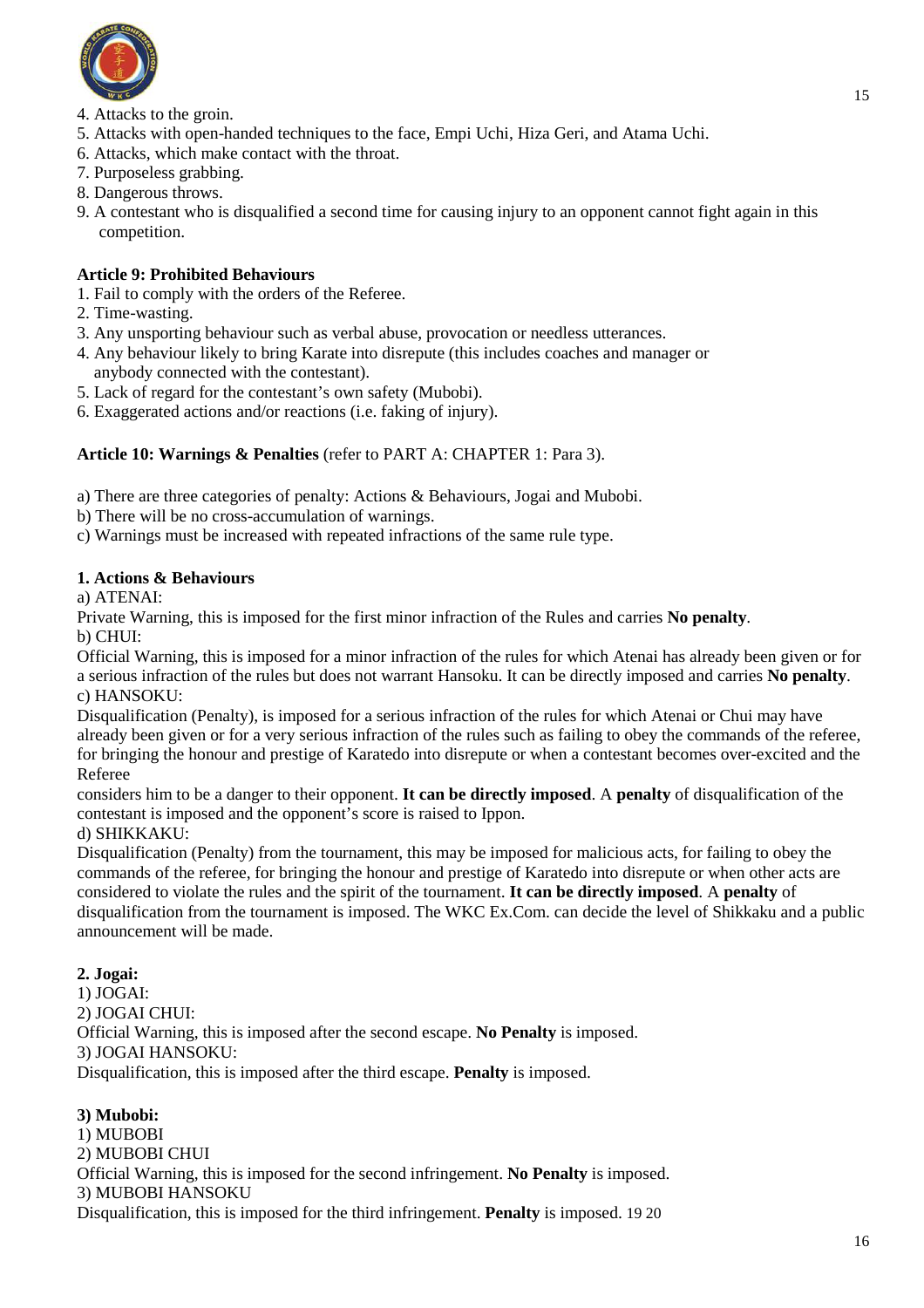4. Attacks to the groin.
5. Attacks with open-handed techniques to the face, Empi Uchi, Hiza Geri, and Atama Uchi.
6. Attacks, which make contact with the throat.
7. Purposeless grabbing.
8. Dangerous throws.
9. A contestant who is disqualified a second time for causing injury to an opponent cannot fight again in this competition.

**Article 9: Prohibited Behaviours**

1. Fail to comply with the orders of the Referee.
2. Time-wasting.
3. Any unsporting behaviour such as verbal abuse, provocation or needless utterances.
4. Any behaviour likely to bring Karate into disrepute (this includes coaches and manager or anybody connected with the contestant).
5. Lack of regard for the contestant's own safety (Mubobi).
6. Exaggerated actions and/or reactions (i.e. faking of injury).

**Article 10: Warnings & Penalties** (refer to PART A: CHAPTER 1: Para 3).

a) There are three categories of penalty: Actions & Behaviours, Jogai and Mubobi.
b) There will be no cross-accumulation of warnings.
c) Warnings must be increased with repeated infractions of the same rule type.

**1. Actions & Behaviours**

a) ATENAI:
Private Warning, this is imposed for the first minor infraction of the Rules and carries **No penalty**.
b) CHUI:
Official Warning, this is imposed for a minor infraction of the rules for which Atenai has already been given or for a serious infraction of the rules but does not warrant Hansoku. It can be directly imposed and carries **No penalty**.
c) HANSOKU:
Disqualification (Penalty), is imposed for a serious infraction of the rules for which Atenai or Chui may have already been given or for a very serious infraction of the rules such as failing to obey the commands of the referee, for bringing the honour and prestige of Karatedo into disrepute or when a contestant becomes over-excited and the Referee
considers him to be a danger to their opponent. **It can be directly imposed**. A **penalty** of disqualification of the contestant is imposed and the opponent's score is raised to Ippon.
d) SHIKKAKU:
Disqualification (Penalty) from the tournament, this may be imposed for malicious acts, for failing to obey the commands of the referee, for bringing the honour and prestige of Karatedo into disrepute or when other acts are considered to violate the rules and the spirit of the tournament. **It can be directly imposed**. A **penalty** of disqualification from the tournament is imposed. The WKC Ex.Com. can decide the level of Shikkaku and a public announcement will be made.

**2. Jogai:**

1) JOGAI:
2) JOGAI CHUI:
Official Warning, this is imposed after the second escape. **No Penalty** is imposed.
3) JOGAI HANSOKU:
Disqualification, this is imposed after the third escape. **Penalty** is imposed.

**3) Mubobi:**

1) MUBOBI
2) MUBOBI CHUI
Official Warning, this is imposed for the second infringement. **No Penalty** is imposed.
3) MUBOBI HANSOKU
Disqualification, this is imposed for the third infringement. **Penalty** is imposed. 19 20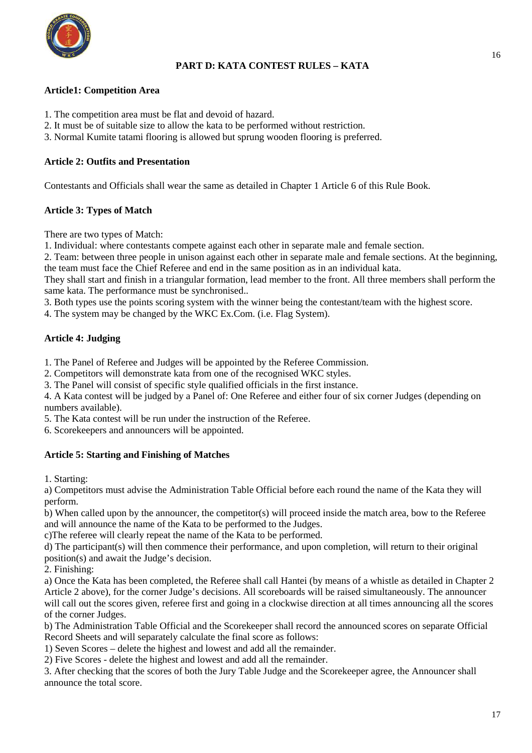## PART D: KATA CONTEST RULES – KATA

### Article1: Competition Area

1. The competition area must be flat and devoid of hazard.
2. It must be of suitable size to allow the kata to be performed without restriction.
3. Normal Kumite tatami flooring is allowed but sprung wooden flooring is preferred.

### Article 2: Outfits and Presentation

Contestants and Officials shall wear the same as detailed in Chapter 1 Article 6 of this Rule Book.

### Article 3: Types of Match

There are two types of Match:

1. Individual: where contestants compete against each other in separate male and female section.
2. Team: between three people in unison against each other in separate male and female sections. At the beginning, the team must face the Chief Referee and end in the same position as in an individual kata.
They shall start and finish in a triangular formation, lead member to the front. All three members shall perform the same kata. The performance must be synchronised..
3. Both types use the points scoring system with the winner being the contestant/team with the highest score.
4. The system may be changed by the WKC Ex.Com. (i.e. Flag System).

### Article 4: Judging

1. The Panel of Referee and Judges will be appointed by the Referee Commission.
2. Competitors will demonstrate kata from one of the recognised WKC styles.
3. The Panel will consist of specific style qualified officials in the first instance.
4. A Kata contest will be judged by a Panel of: One Referee and either four of six corner Judges (depending on numbers available).
5. The Kata contest will be run under the instruction of the Referee.
6. Scorekeepers and announcers will be appointed.

### Article 5: Starting and Finishing of Matches

1. Starting:
a) Competitors must advise the Administration Table Official before each round the name of the Kata they will perform.
b) When called upon by the announcer, the competitor(s) will proceed inside the match area, bow to the Referee and will announce the name of the Kata to be performed to the Judges.
c)The referee will clearly repeat the name of the Kata to be performed.
d) The participant(s) will then commence their performance, and upon completion, will return to their original position(s) and await the Judge's decision.
2. Finishing:
a) Once the Kata has been completed, the Referee shall call Hantei (by means of a whistle as detailed in Chapter 2 Article 2 above), for the corner Judge's decisions. All scoreboards will be raised simultaneously. The announcer will call out the scores given, referee first and going in a clockwise direction at all times announcing all the scores of the corner Judges.
b) The Administration Table Official and the Scorekeeper shall record the announced scores on separate Official Record Sheets and will separately calculate the final score as follows:
1) Seven Scores – delete the highest and lowest and add all the remainder.
2) Five Scores - delete the highest and lowest and add all the remainder.
3. After checking that the scores of both the Jury Table Judge and the Scorekeeper agree, the Announcer shall announce the total score.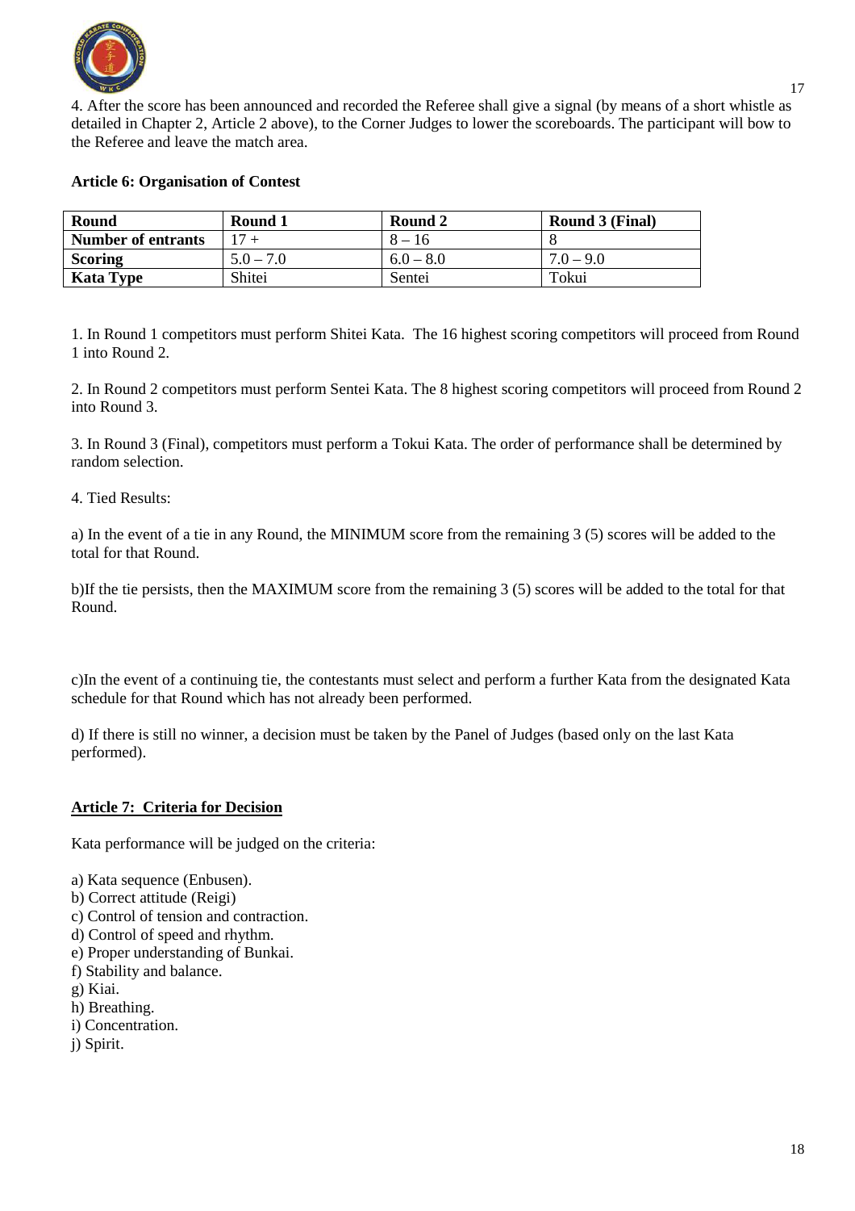4. After the score has been announced and recorded the Referee shall give a signal (by means of a short whistle as detailed in Chapter 2, Article 2 above), to the Corner Judges to lower the scoreboards. The participant will bow to the Referee and leave the match area.

**Article 6: Organisation of Contest**

| **Round** | **Round 1** | **Round 2** | **Round 3 (Final)** |
|---|---|---|---|
| **Number of entrants** | 17 + | 8 – 16 | 8 |
| **Scoring** | 5.0 – 7.0 | 6.0 – 8.0 | 7.0 – 9.0 |
| **Kata Type** | Shitei | Sentei | Tokui |

1. In Round 1 competitors must perform Shitei Kata. The 16 highest scoring competitors will proceed from Round 1 into Round 2.

2. In Round 2 competitors must perform Sentei Kata. The 8 highest scoring competitors will proceed from Round 2 into Round 3.

3. In Round 3 (Final), competitors must perform a Tokui Kata. The order of performance shall be determined by random selection.

4. Tied Results:

a) In the event of a tie in any Round, the MINIMUM score from the remaining 3 (5) scores will be added to the total for that Round.

b)If the tie persists, then the MAXIMUM score from the remaining 3 (5) scores will be added to the total for that Round.

c)In the event of a continuing tie, the contestants must select and perform a further Kata from the designated Kata schedule for that Round which has not already been performed.

d) If there is still no winner, a decision must be taken by the Panel of Judges (based only on the last Kata performed).

**Article 7: Criteria for Decision**

Kata performance will be judged on the criteria:

a) Kata sequence (Enbusen).
b) Correct attitude (Reigi)
c) Control of tension and contraction.
d) Control of speed and rhythm.
e) Proper understanding of Bunkai.
f) Stability and balance.
g) Kiai.
h) Breathing.
i) Concentration.
j) Spirit.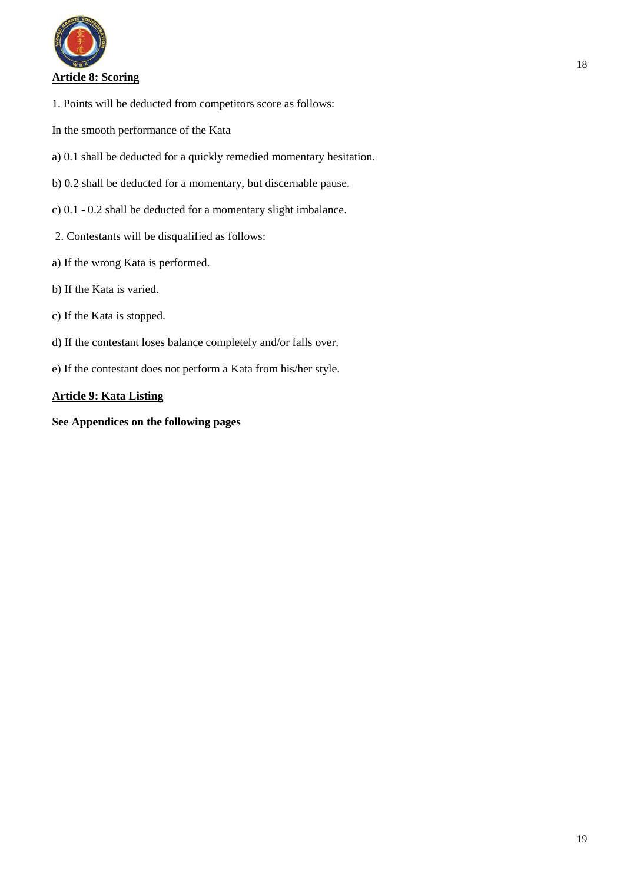## Article 8: Scoring

1. Points will be deducted from competitors score as follows:

In the smooth performance of the Kata

a) 0.1 shall be deducted for a quickly remedied momentary hesitation.

b) 0.2 shall be deducted for a momentary, but discernable pause.

c) 0.1 - 0.2 shall be deducted for a momentary slight imbalance.

2. Contestants will be disqualified as follows:

a) If the wrong Kata is performed.

b) If the Kata is varied.

c) If the Kata is stopped.

d) If the contestant loses balance completely and/or falls over.

e) If the contestant does not perform a Kata from his/her style.

## Article 9: Kata Listing

**See Appendices on the following pages**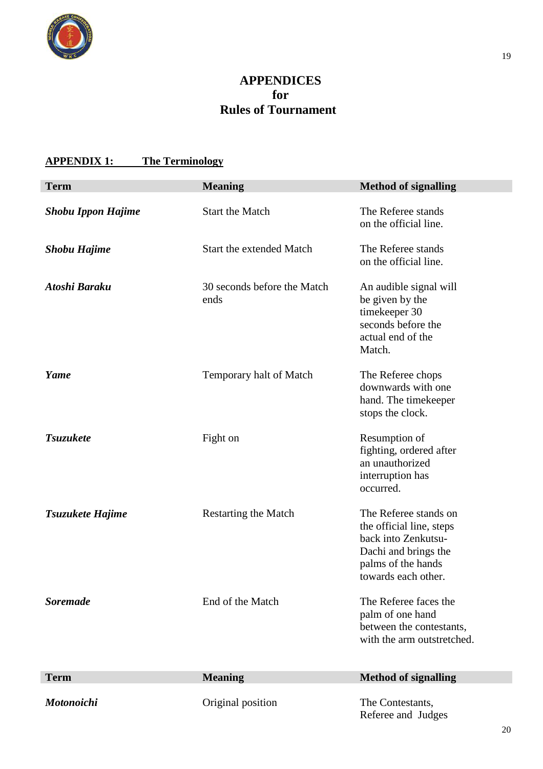# APPENDICES
# for
# Rules of Tournament

## APPENDIX 1: The Terminology

| Term | Meaning | Method of signalling |
|---|---|---|
| ***Shobu Ippon Hajime*** | Start the Match | The Referee stands on the official line. |
| ***Shobu Hajime*** | Start the extended Match | The Referee stands on the official line. |
| ***Atoshi Baraku*** | 30 seconds before the Match ends | An audible signal will be given by the timekeeper 30 seconds before the actual end of the Match. |
| ***Yame*** | Temporary halt of Match | The Referee chops downwards with one hand. The timekeeper stops the clock. |
| ***Tsuzukete*** | Fight on | Resumption of fighting, ordered after an unauthorized interruption has occurred. |
| ***Tsuzukete Hajime*** | Restarting the Match | The Referee stands on the official line, steps back into Zenkutsu-Dachi and brings the palms of the hands towards each other. |
| ***Soremade*** | End of the Match | The Referee faces the palm of one hand between the contestants, with the arm outstretched. |

| Term | Meaning | Method of signalling |
|---|---|---|
| ***Motonoichi*** | Original position | The Contestants, Referee and Judges |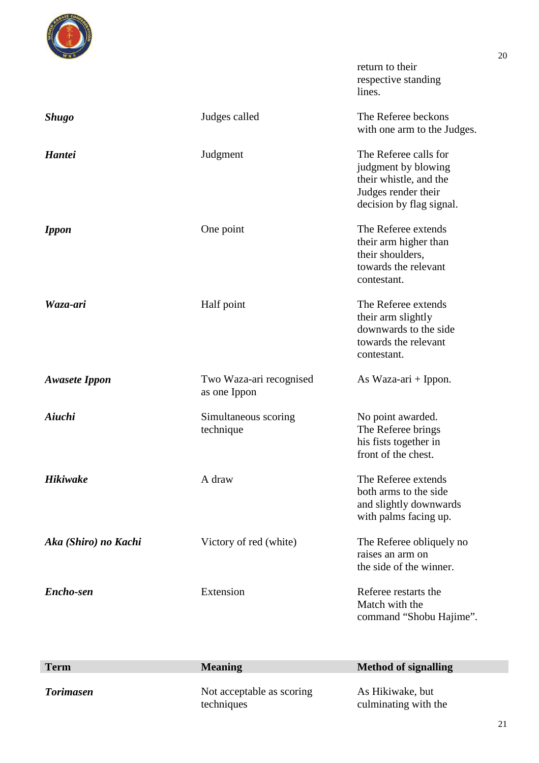| Term | Meaning | Method of signalling |
| --- | --- | --- |
| | | return to their respective standing lines. |
| ***Shugo*** | Judges called | The Referee beckons with one arm to the Judges. |
| ***Hantei*** | Judgment | The Referee calls for judgment by blowing their whistle, and the Judges render their decision by flag signal. |
| ***Ippon*** | One point | The Referee extends their arm higher than their shoulders, towards the relevant contestant. |
| ***Waza-ari*** | Half point | The Referee extends their arm slightly downwards to the side towards the relevant contestant. |
| ***Awasete Ippon*** | Two Waza-ari recognised as one Ippon | As Waza-ari + Ippon. |
| ***Aiuchi*** | Simultaneous scoring technique | No point awarded. The Referee brings his fists together in front of the chest. |
| ***Hikiwake*** | A draw | The Referee extends both arms to the side and slightly downwards with palms facing up. |
| ***Aka (Shiro) no Kachi*** | Victory of red (white) | The Referee obliquely no raises an arm on the side of the winner. |
| ***Encho-sen*** | Extension | Referee restarts the Match with the command "Shobu Hajime". |
| ***Torimasen*** | Not acceptable as scoring techniques | As Hikiwake, but culminating with the |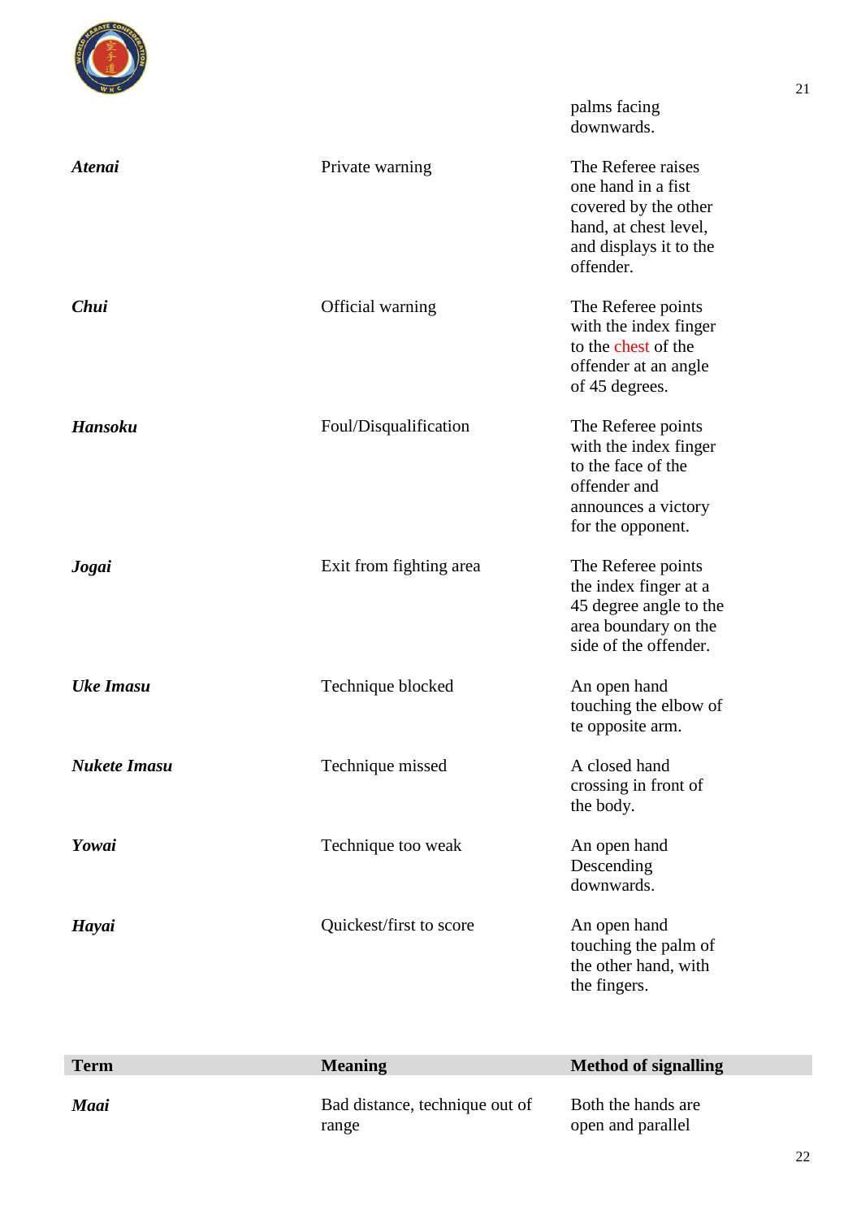| | | palms facing downwards. |
|---|---|---|
| ***Atenai*** | Private warning | The Referee raises one hand in a fist covered by the other hand, at chest level, and displays it to the offender. |
| ***Chui*** | Official warning | The Referee points with the index finger to the chest of the offender at an angle of 45 degrees. |
| ***Hansoku*** | Foul/Disqualification | The Referee points with the index finger to the face of the offender and announces a victory for the opponent. |
| ***Jogai*** | Exit from fighting area | The Referee points the index finger at a 45 degree angle to the area boundary on the side of the offender. |
| ***Uke Imasu*** | Technique blocked | An open hand touching the elbow of te opposite arm. |
| ***Nukete Imasu*** | Technique missed | A closed hand crossing in front of the body. |
| ***Yowai*** | Technique too weak | An open hand Descending downwards. |
| ***Hayai*** | Quickest/first to score | An open hand touching the palm of the other hand, with the fingers. |

| **Term** | **Meaning** | **Method of signalling** |
|---|---|---|
| ***Maai*** | Bad distance, technique out of range | Both the hands are open and parallel |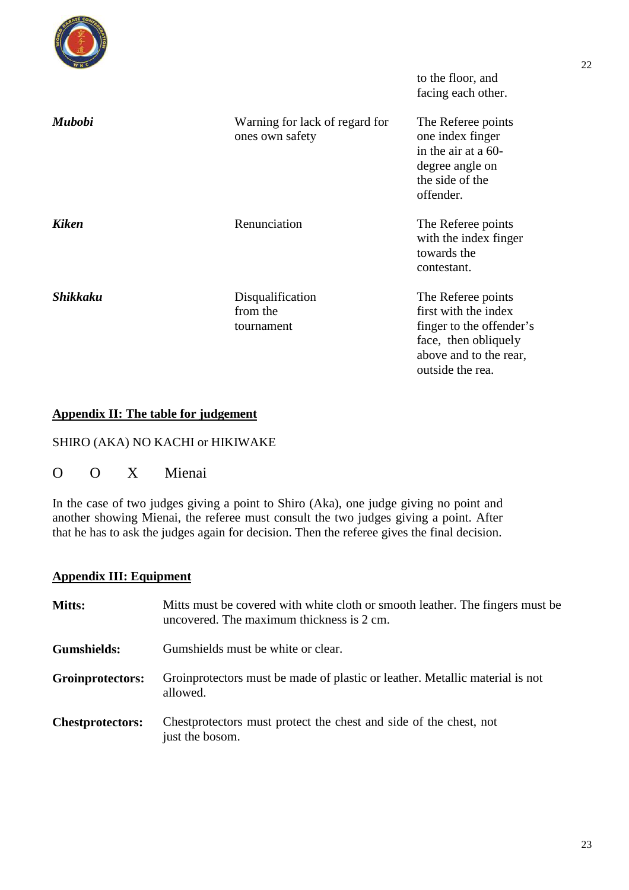| | | to the floor, and facing each other. |
|---|---|---|
| ***Mubobi*** | Warning for lack of regard for ones own safety | The Referee points one index finger in the air at a 60-degree angle on the side of the offender. |
| ***Kiken*** | Renunciation | The Referee points with the index finger towards the contestant. |
| ***Shikkaku*** | Disqualification from the tournament | The Referee points first with the index finger to the offender's face, then obliquely above and to the rear, outside the rea. |

## Appendix II: The table for judgement

SHIRO (AKA) NO KACHI or HIKIWAKE

O O X Mienai

In the case of two judges giving a point to Shiro (Aka), one judge giving no point and another showing Mienai, the referee must consult the two judges giving a point. After that he has to ask the judges again for decision. Then the referee gives the final decision.

## Appendix III: Equipment

**Mitts:** Mitts must be covered with white cloth or smooth leather. The fingers must be uncovered. The maximum thickness is 2 cm.

**Gumshields:** Gumshields must be white or clear.

**Groinprotectors:** Groinprotectors must be made of plastic or leather. Metallic material is not allowed.

**Chestprotectors:** Chestprotectors must protect the chest and side of the chest, not just the bosom.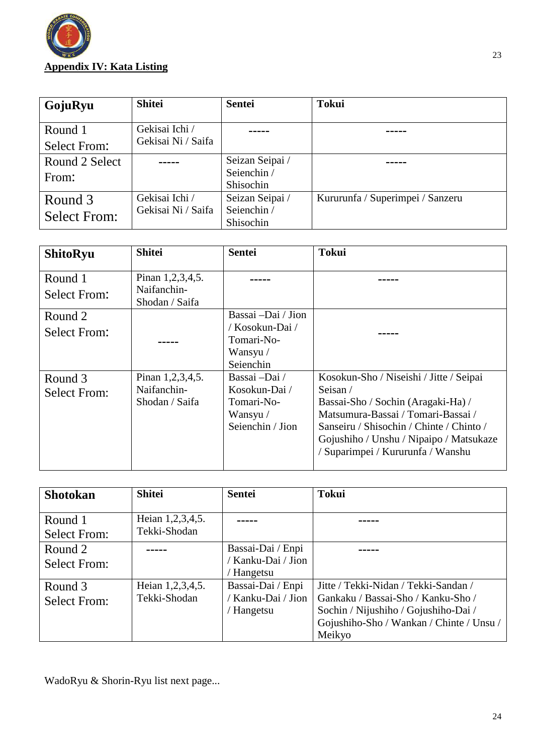## Appendix IV: Kata Listing

| GojuRyu | Shitei | Sentei | Tokui |
|---|---|---|---|
| Round 1 Select From: | Gekisai Ichi / Gekisai Ni / Saifa | ----- | ----- |
| Round 2 Select From: | ----- | Seizan Seipai / Seienchin / Shisochin | ----- |
| Round 3 Select From: | Gekisai Ichi / Gekisai Ni / Saifa | Seizan Seipai / Seienchin / Shisochin | Kururunfa / Superimpei / Sanzeru |

| ShitoRyu | Shitei | Sentei | Tokui |
|---|---|---|---|
| Round 1 Select From: | Pinan 1,2,3,4,5. Naifanchin-Shodan / Saifa | ----- | ----- |
| Round 2 Select From: | ----- | Bassai –Dai / Jion / Kosokun-Dai / Tomari-No-Wansyu / Seienchin | ----- |
| Round 3 Select From: | Pinan 1,2,3,4,5. Naifanchin-Shodan / Saifa | Bassai –Dai / Kosokun-Dai / Tomari-No-Wansyu / Seienchin / Jion | Kosokun-Sho / Niseishi / Jitte / Seipai Seisan / Bassai-Sho / Sochin (Aragaki-Ha) / Matsumura-Bassai / Tomari-Bassai / Sanseiru / Shisochin / Chinte / Chinto / Gojushiho / Unshu / Nipaipo / Matsukaze / Suparimpei / Kururunfa / Wanshu |

| Shotokan | Shitei | Sentei | Tokui |
|---|---|---|---|
| Round 1 Select From: | Heian 1,2,3,4,5. Tekki-Shodan | ----- | ----- |
| Round 2 Select From: | ----- | Bassai-Dai / Enpi / Kanku-Dai / Jion / Hangetsu | ----- |
| Round 3 Select From: | Heian 1,2,3,4,5. Tekki-Shodan | Bassai-Dai / Enpi / Kanku-Dai / Jion / Hangetsu | Jitte / Tekki-Nidan / Tekki-Sandan / Gankaku / Bassai-Sho / Kanku-Sho / Sochin / Nijushiho / Gojushiho-Dai / Gojushiho-Sho / Wankan / Chinte / Unsu / Meikyo |

WadoRyu & Shorin-Ryu list next page...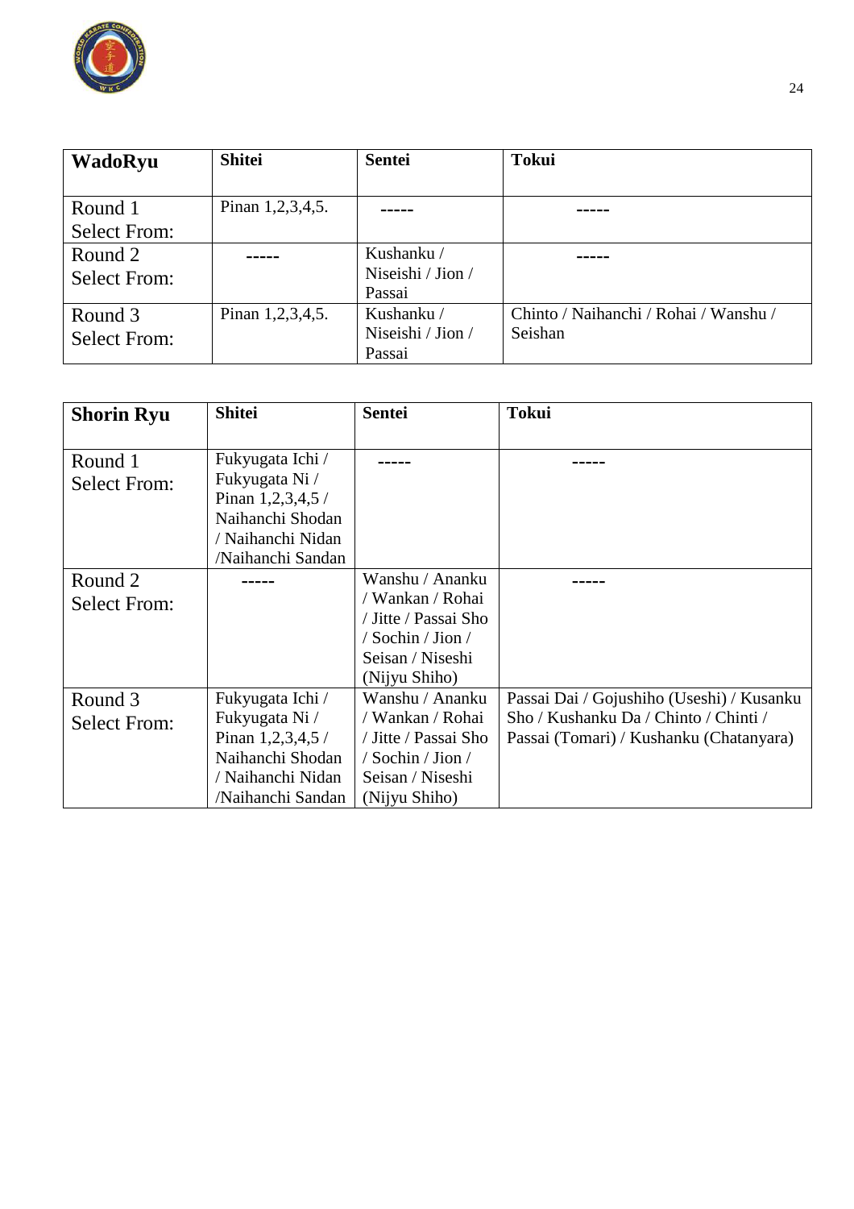| WadoRyu | Shitei | Sentei | Tokui |
|---|---|---|---|
| Round 1 Select From: | Pinan 1,2,3,4,5. | ----- | ----- |
| Round 2 Select From: | ----- | Kushanku / Niseishi / Jion / Passai | ----- |
| Round 3 Select From: | Pinan 1,2,3,4,5. | Kushanku / Niseishi / Jion / Passai | Chinto / Naihanchi / Rohai / Wanshu / Seishan |

| Shorin Ryu | Shitei | Sentei | Tokui |
|---|---|---|---|
| Round 1 Select From: | Fukyugata Ichi / Fukyugata Ni / Pinan 1,2,3,4,5 / Naihanchi Shodan / Naihanchi Nidan /Naihanchi Sandan | ----- | ----- |
| Round 2 Select From: | ----- | Wanshu / Ananku / Wankan / Rohai / Jitte / Passai Sho / Sochin / Jion / Seisan / Niseshi (Nijyu Shiho) | ----- |
| Round 3 Select From: | Fukyugata Ichi / Fukyugata Ni / Pinan 1,2,3,4,5 / Naihanchi Shodan / Naihanchi Nidan /Naihanchi Sandan | Wanshu / Ananku / Wankan / Rohai / Jitte / Passai Sho / Sochin / Jion / Seisan / Niseshi (Nijyu Shiho) | Passai Dai / Gojushiho (Useshi) / Kusanku Sho / Kushanku Da / Chinto / Chinti / Passai (Tomari) / Kushanku (Chatanyara) |